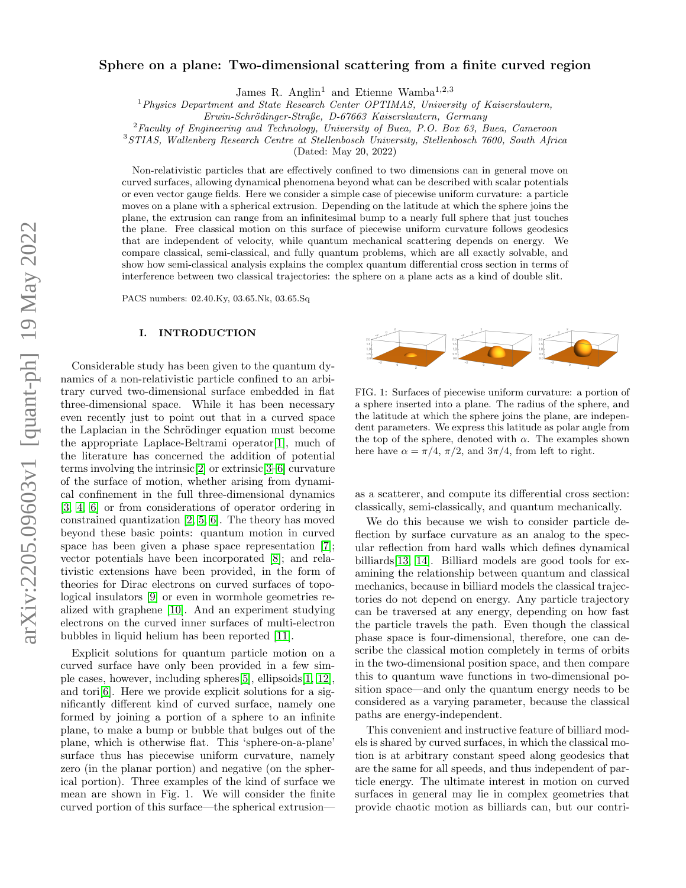# Sphere on a plane: Two-dimensional scattering from a finite curved region

James R. Anglin[1] and Etienne Wamba[1,2,3]

[1]*Physics Department and State Research Center OPTIMAS, University of Kaiserslautern, Erwin-Schrödinger-Straße, D-67663 Kaiserslautern, Germany*

[2]*Faculty of Engineering and Technology, University of Buea, P.O. Box 63, Buea, Cameroon*

[3]*STIAS, Wallenberg Research Centre at Stellenbosch University, Stellenbosch 7600, South Africa*

(Dated: May 20, 2022)

Non-relativistic particles that are effectively confined to two dimensions can in general move on curved surfaces, allowing dynamical phenomena beyond what can be described with scalar potentials or even vector gauge fields. Here we consider a simple case of piecewise uniform curvature: a particle moves on a plane with a spherical extrusion. Depending on the latitude at which the sphere joins the plane, the extrusion can range from an infinitesimal bump to a nearly full sphere that just touches the plane. Free classical motion on this surface of piecewise uniform curvature follows geodesics that are independent of velocity, while quantum mechanical scattering depends on energy. We compare classical, semi-classical, and fully quantum problems, which are all exactly solvable, and show how semi-classical analysis explains the complex quantum differential cross section in terms of interference between two classical trajectories: the sphere on a plane acts as a kind of double slit.

PACS numbers: 02.40.Ky, 03.65.Nk, 03.65.Sq

## I. INTRODUCTION

Considerable study has been given to the quantum dynamics of a non-relativistic particle confined to an arbitrary curved two-dimensional surface embedded in flat three-dimensional space. While it has been necessary even recently just to point out that in a curved space the Laplacian in the Schrödinger equation must become the appropriate Laplace-Beltrami operator[1], much of the literature has concerned the addition of potential terms involving the intrinsic[2] or extrinsic[3–6] curvature of the surface of motion, whether arising from dynamical confinement in the full three-dimensional dynamics [3, 4, 6] or from considerations of operator ordering in constrained quantization [2, 5, 6]. The theory has moved beyond these basic points: quantum motion in curved space has been given a phase space representation [7]; vector potentials have been incorporated [8]; and relativistic extensions have been provided, in the form of theories for Dirac electrons on curved surfaces of topological insulators [9] or even in wormhole geometries realized with graphene [10]. And an experiment studying electrons on the curved inner surfaces of multi-electron bubbles in liquid helium has been reported [11].

Explicit solutions for quantum particle motion on a curved surface have only been provided in a few simple cases, however, including spheres[5], ellipsoids[1, 12], and tori[6]. Here we provide explicit solutions for a significantly different kind of curved surface, namely one formed by joining a portion of a sphere to an infinite plane, to make a bump or bubble that bulges out of the plane, which is otherwise flat. This 'sphere-on-a-plane' surface thus has piecewise uniform curvature, namely zero (in the planar portion) and negative (on the spherical portion). Three examples of the kind of surface we mean are shown in Fig. 1. We will consider the finite curved portion of this surface—the spherical extrusion—as a scatterer, and compute its differential cross section: classically, semi-classically, and quantum mechanically.

FIG. 1: Surfaces of piecewise uniform curvature: a portion of a sphere inserted into a plane. The radius of the sphere, and the latitude at which the sphere joins the plane, are independent parameters. We express this latitude as polar angle from the top of the sphere, denoted with $\alpha$. The examples shown here have $\alpha = \pi/4$, $\pi/2$, and $3\pi/4$, from left to right.

We do this because we wish to consider particle deflection by surface curvature as an analog to the specular reflection from hard walls which defines dynamical billiards[13, 14]. Billiard models are good tools for examining the relationship between quantum and classical mechanics, because in billiard models the classical trajectories do not depend on energy. Any particle trajectory can be traversed at any energy, depending on how fast the particle travels the path. Even though the classical phase space is four-dimensional, therefore, one can describe the classical motion completely in terms of orbits in the two-dimensional position space, and then compare this to quantum wave functions in two-dimensional position space—and only the quantum energy needs to be considered as a varying parameter, because the classical paths are energy-independent.

This convenient and instructive feature of billiard models is shared by curved surfaces, in which the classical motion is at arbitrary constant speed along geodesics that are the same for all speeds, and thus independent of particle energy. The ultimate interest in motion on curved surfaces in general may lie in complex geometries that provide chaotic motion as billiards can, but our contri-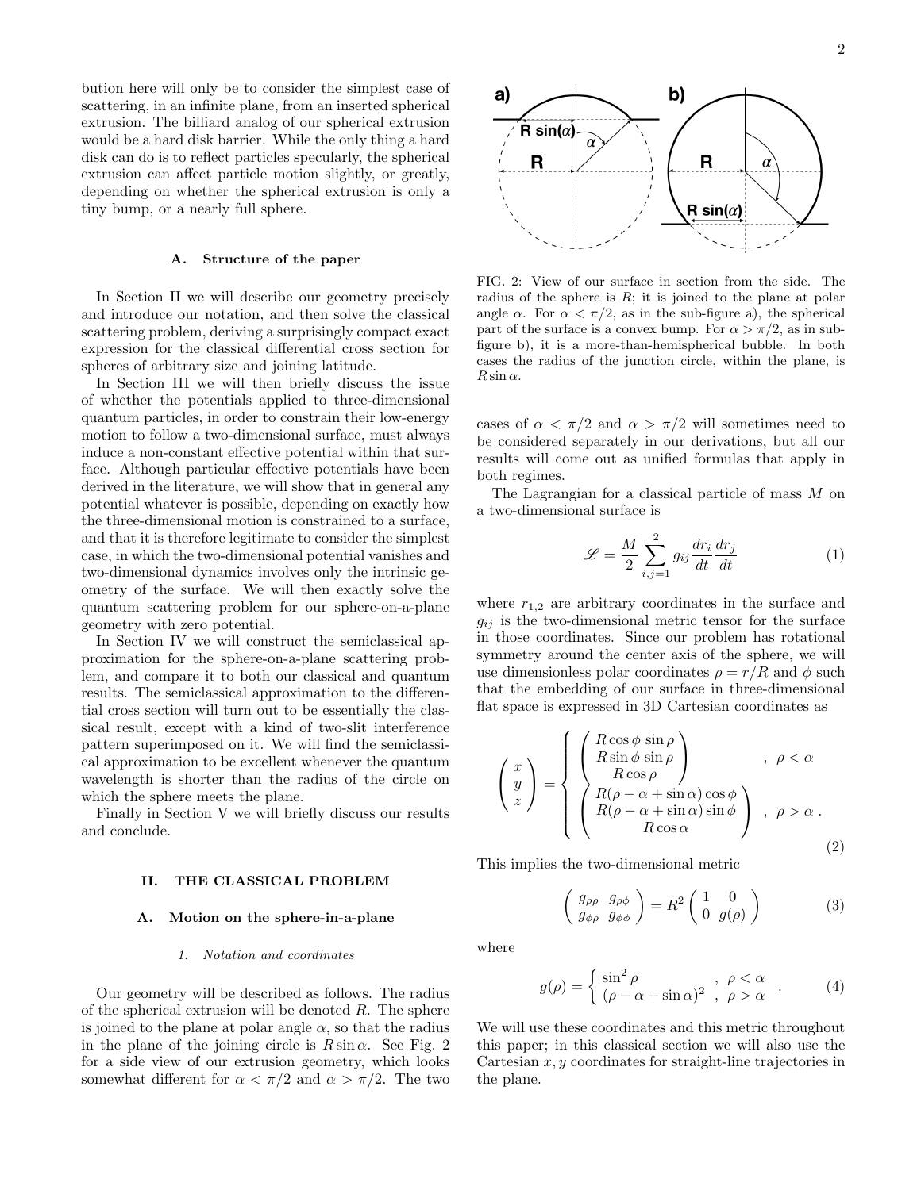bution here will only be to consider the simplest case of scattering, in an infinite plane, from an inserted spherical extrusion. The billiard analog of our spherical extrusion would be a hard disk barrier. While the only thing a hard disk can do is to reflect particles specularly, the spherical extrusion can affect particle motion slightly, or greatly, depending on whether the spherical extrusion is only a tiny bump, or a nearly full sphere.

### A. Structure of the paper

In Section II we will describe our geometry precisely and introduce our notation, and then solve the classical scattering problem, deriving a surprisingly compact exact expression for the classical differential cross section for spheres of arbitrary size and joining latitude.

In Section III we will then briefly discuss the issue of whether the potentials applied to three-dimensional quantum particles, in order to constrain their low-energy motion to follow a two-dimensional surface, must always induce a non-constant effective potential within that surface. Although particular effective potentials have been derived in the literature, we will show that in general any potential whatever is possible, depending on exactly how the three-dimensional motion is constrained to a surface, and that it is therefore legitimate to consider the simplest case, in which the two-dimensional potential vanishes and two-dimensional dynamics involves only the intrinsic geometry of the surface. We will then exactly solve the quantum scattering problem for our sphere-on-a-plane geometry with zero potential.

In Section IV we will construct the semiclassical approximation for the sphere-on-a-plane scattering problem, and compare it to both our classical and quantum results. The semiclassical approximation to the differential cross section will turn out to be essentially the classical result, except with a kind of two-slit interference pattern superimposed on it. We will find the semiclassical approximation to be excellent whenever the quantum wavelength is shorter than the radius of the circle on which the sphere meets the plane.

Finally in Section V we will briefly discuss our results and conclude.

## II. THE CLASSICAL PROBLEM

### A. Motion on the sphere-in-a-plane

#### 1. Notation and coordinates

Our geometry will be described as follows. The radius of the spherical extrusion will be denoted $R$. The sphere is joined to the plane at polar angle $\alpha$, so that the radius in the plane of the joining circle is $R\sin\alpha$. See Fig. 2 for a side view of our extrusion geometry, which looks somewhat different for $\alpha < \pi/2$ and $\alpha > \pi/2$. The two cases of $\alpha < \pi/2$ and $\alpha > \pi/2$ will sometimes need to be considered separately in our derivations, but all our results will come out as unified formulas that apply in both regimes.

FIG. 2: View of our surface in section from the side. The radius of the sphere is $R$; it is joined to the plane at polar angle $\alpha$. For $\alpha < \pi/2$, as in the sub-figure a), the spherical part of the surface is a convex bump. For $\alpha > \pi/2$, as in sub-figure b), it is a more-than-hemispherical bubble. In both cases the radius of the junction circle, within the plane, is $R\sin\alpha$.

The Lagrangian for a classical particle of mass $M$ on a two-dimensional surface is

$$\mathscr{L} = \frac{M}{2}\sum_{i,j=1}^{2} g_{ij}\frac{dr_i}{dt}\frac{dr_j}{dt} \tag{1}$$

where $r_{1,2}$ are arbitrary coordinates in the surface and $g_{ij}$ is the two-dimensional metric tensor for the surface in those coordinates. Since our problem has rotational symmetry around the center axis of the sphere, we will use dimensionless polar coordinates $\rho = r/R$ and $\phi$ such that the embedding of our surface in three-dimensional flat space is expressed in 3D Cartesian coordinates as

$$\begin{pmatrix} x \\ y \\ z \end{pmatrix} = \begin{cases} \begin{pmatrix} R\cos\phi\,\sin\rho \\ R\sin\phi\,\sin\rho \\ R\cos\rho \end{pmatrix} & , \ \rho < \alpha \\ \begin{pmatrix} R(\rho-\alpha+\sin\alpha)\cos\phi \\ R(\rho-\alpha+\sin\alpha)\sin\phi \\ R\cos\alpha \end{pmatrix} & , \ \rho > \alpha\ . \end{cases} \tag{2}$$

This implies the two-dimensional metric

$$\begin{pmatrix} g_{\rho\rho} & g_{\rho\phi} \\ g_{\phi\rho} & g_{\phi\phi} \end{pmatrix} = R^2 \begin{pmatrix} 1 & 0 \\ 0 & g(\rho) \end{pmatrix} \tag{3}$$

where

$$g(\rho) = \begin{cases} \sin^2\rho & , \ \rho < \alpha \\ (\rho - \alpha + \sin\alpha)^2 & , \ \rho > \alpha \end{cases} . \tag{4}$$

We will use these coordinates and this metric throughout this paper; in this classical section we will also use the Cartesian $x, y$ coordinates for straight-line trajectories in the plane.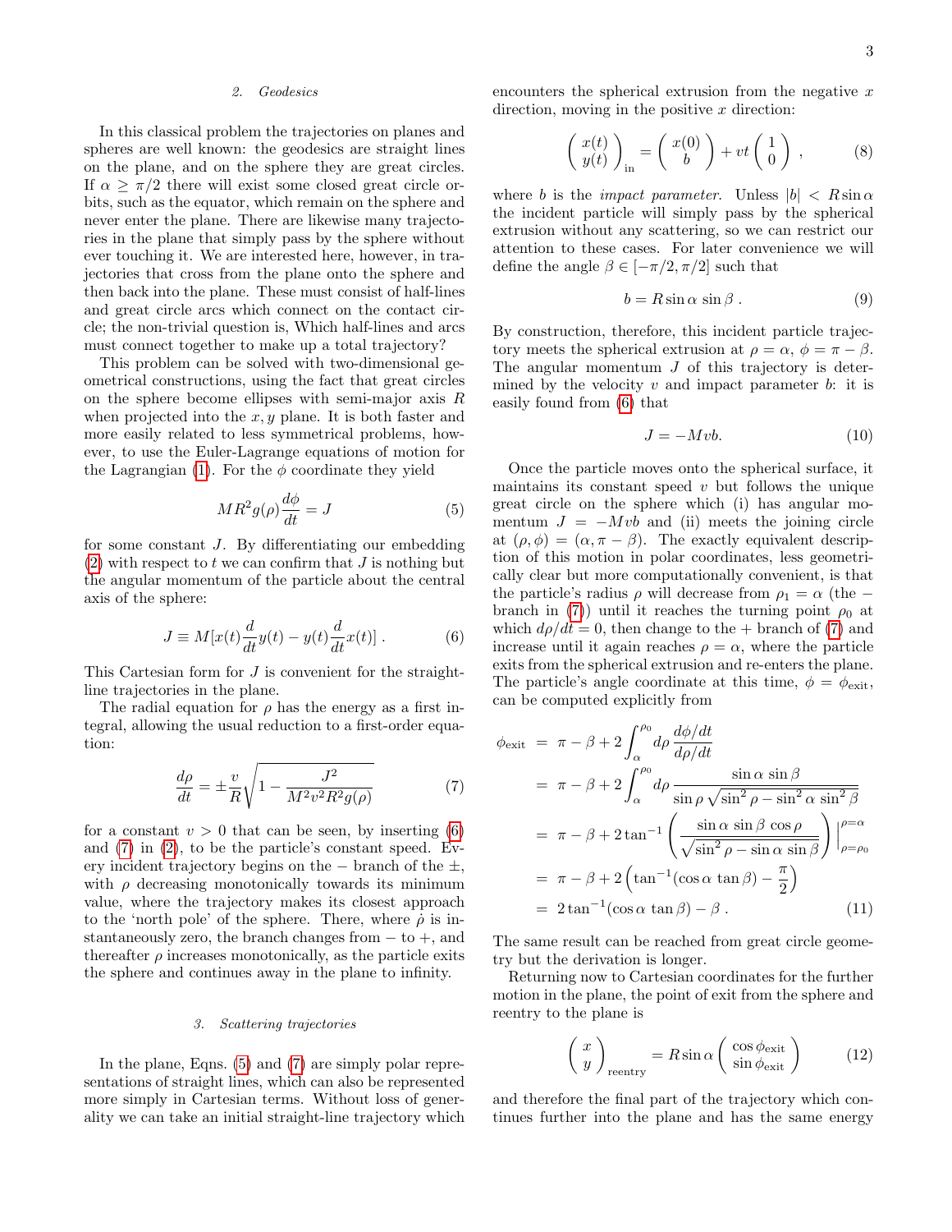## 2. Geodesics

In this classical problem the trajectories on planes and spheres are well known: the geodesics are straight lines on the plane, and on the sphere they are great circles. If $\alpha \geq \pi/2$ there will exist some closed great circle orbits, such as the equator, which remain on the sphere and never enter the plane. There are likewise many trajectories in the plane that simply pass by the sphere without ever touching it. We are interested here, however, in trajectories that cross from the plane onto the sphere and then back into the plane. These must consist of half-lines and great circle arcs which connect on the contact circle; the non-trivial question is, Which half-lines and arcs must connect together to make up a total trajectory?

This problem can be solved with two-dimensional geometrical constructions, using the fact that great circles on the sphere become ellipses with semi-major axis $R$ when projected into the $x, y$ plane. It is both faster and more easily related to less symmetrical problems, however, to use the Euler-Lagrange equations of motion for the Lagrangian (1). For the $\phi$ coordinate they yield

$$MR^2 g(\rho)\frac{d\phi}{dt} = J \tag{5}$$

for some constant $J$. By differentiating our embedding (2) with respect to $t$ we can confirm that $J$ is nothing but the angular momentum of the particle about the central axis of the sphere:

$$J \equiv M[x(t)\frac{d}{dt}y(t) - y(t)\frac{d}{dt}x(t)] \,. \tag{6}$$

This Cartesian form for $J$ is convenient for the straight-line trajectories in the plane.

The radial equation for $\rho$ has the energy as a first integral, allowing the usual reduction to a first-order equation:

$$\frac{d\rho}{dt} = \pm\frac{v}{R}\sqrt{1 - \frac{J^2}{M^2v^2R^2g(\rho)}} \tag{7}$$

for a constant $v > 0$ that can be seen, by inserting (6) and (7) in (2), to be the particle's constant speed. Every incident trajectory begins on the $-$ branch of the $\pm$, with $\rho$ decreasing monotonically towards its minimum value, where the trajectory makes its closest approach to the 'north pole' of the sphere. There, where $\dot{\rho}$ is instantaneously zero, the branch changes from $-$ to $+$, and thereafter $\rho$ increases monotonically, as the particle exits the sphere and continues away in the plane to infinity.

## 3. Scattering trajectories

In the plane, Eqns. (5) and (7) are simply polar representations of straight lines, which can also be represented more simply in Cartesian terms. Without loss of generality we can take an initial straight-line trajectory which encounters the spherical extrusion from the negative $x$ direction, moving in the positive $x$ direction:

$$\begin{pmatrix} x(t) \\ y(t) \end{pmatrix}_{\text{in}} = \begin{pmatrix} x(0) \\ b \end{pmatrix} + vt\begin{pmatrix} 1 \\ 0 \end{pmatrix} \,, \tag{8}$$

where $b$ is the *impact parameter*. Unless $|b| < R\sin\alpha$ the incident particle will simply pass by the spherical extrusion without any scattering, so we can restrict our attention to these cases. For later convenience we will define the angle $\beta \in [-\pi/2, \pi/2]$ such that

$$b = R\sin\alpha\,\sin\beta \,. \tag{9}$$

By construction, therefore, this incident particle trajectory meets the spherical extrusion at $\rho = \alpha$, $\phi = \pi - \beta$. The angular momentum $J$ of this trajectory is determined by the velocity $v$ and impact parameter $b$: it is easily found from (6) that

$$J = -Mvb. \tag{10}$$

Once the particle moves onto the spherical surface, it maintains its constant speed $v$ but follows the unique great circle on the sphere which (i) has angular momentum $J = -Mvb$ and (ii) meets the joining circle at $(\rho, \phi) = (\alpha, \pi - \beta)$. The exactly equivalent description of this motion in polar coordinates, less geometrically clear but more computationally convenient, is that the particle's radius $\rho$ will decrease from $\rho_1 = \alpha$ (the $-$ branch in (7)) until it reaches the turning point $\rho_0$ at which $d\rho/dt = 0$, then change to the $+$ branch of (7) and increase until it again reaches $\rho = \alpha$, where the particle exits from the spherical extrusion and re-enters the plane. The particle's angle coordinate at this time, $\phi = \phi_{\text{exit}}$, can be computed explicitly from

$$\begin{aligned}
\phi_{\text{exit}} &= \pi - \beta + 2\int_{\alpha}^{\rho_0} d\rho\, \frac{d\phi/dt}{d\rho/dt} \\
&= \pi - \beta + 2\int_{\alpha}^{\rho_0} d\rho\, \frac{\sin\alpha\,\sin\beta}{\sin\rho\,\sqrt{\sin^2\rho - \sin^2\alpha\,\sin^2\beta}} \\
&= \pi - \beta + 2\tan^{-1}\left(\frac{\sin\alpha\,\sin\beta\,\cos\rho}{\sqrt{\sin^2\rho - \sin\alpha\,\sin\beta}}\right)\Bigg|_{\rho=\rho_0}^{\rho=\alpha} \\
&= \pi - \beta + 2\left(\tan^{-1}(\cos\alpha\,\tan\beta) - \frac{\pi}{2}\right) \\
&= 2\tan^{-1}(\cos\alpha\,\tan\beta) - \beta \,.
\end{aligned} \tag{11}$$

The same result can be reached from great circle geometry but the derivation is longer.

Returning now to Cartesian coordinates for the further motion in the plane, the point of exit from the sphere and reentry to the plane is

$$\begin{pmatrix} x \\ y \end{pmatrix}_{\text{reentry}} = R\sin\alpha\begin{pmatrix} \cos\phi_{\text{exit}} \\ \sin\phi_{\text{exit}} \end{pmatrix} \tag{12}$$

and therefore the final part of the trajectory which continues further into the plane and has the same energy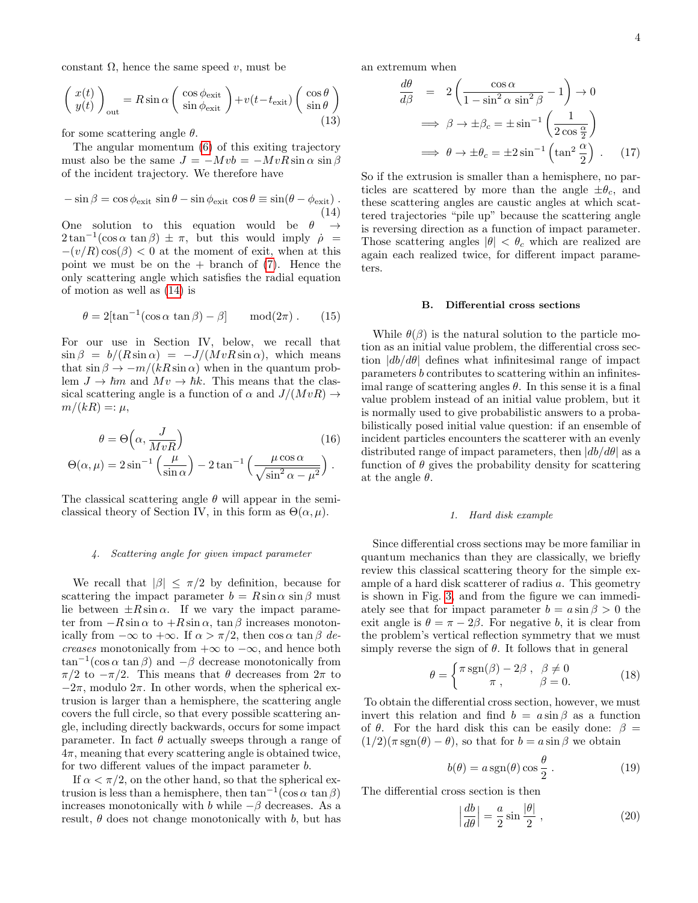constant $\Omega$, hence the same speed $v$, must be

$$\begin{pmatrix} x(t) \\ y(t) \end{pmatrix}_{\text{out}} = R\sin\alpha \begin{pmatrix} \cos\phi_{\text{exit}} \\ \sin\phi_{\text{exit}} \end{pmatrix} + v(t-t_{\text{exit}}) \begin{pmatrix} \cos\theta \\ \sin\theta \end{pmatrix} \tag{13}$$

for some scattering angle $\theta$.

The angular momentum (6) of this exiting trajectory must also be the same $J = -Mvb = -MvR\sin\alpha\sin\beta$ of the incident trajectory. We therefore have

$$-\sin\beta = \cos\phi_{\text{exit}}\,\sin\theta - \sin\phi_{\text{exit}}\,\cos\theta \equiv \sin(\theta - \phi_{\text{exit}})\,. \tag{14}$$

One solution to this equation would be $\theta \to 2\tan^{-1}(\cos\alpha\tan\beta) \pm \pi$, but this would imply $\dot{\rho} = -(v/R)\cos(\beta) < 0$ at the moment of exit, when at this point we must be on the + branch of (7). Hence the only scattering angle which satisfies the radial equation of motion as well as (14) is

$$\theta = 2[\tan^{-1}(\cos\alpha\tan\beta) - \beta] \qquad \text{mod}(2\pi)\,. \tag{15}$$

For our use in Section IV, below, we recall that $\sin\beta = b/(R\sin\alpha) = -J/(MvR\sin\alpha)$, which means that $\sin\beta \to -m/(kR\sin\alpha)$ when in the quantum problem $J \to \hbar m$ and $Mv \to \hbar k$. This means that the classical scattering angle is a function of $\alpha$ and $J/(MvR) \to m/(kR) =: \mu$,

$$\theta = \Theta\Big(\alpha, \frac{J}{MvR}\Big) \tag{16}$$
$$\Theta(\alpha,\mu) = 2\sin^{-1}\Big(\frac{\mu}{\sin\alpha}\Big) - 2\tan^{-1}\Big(\frac{\mu\cos\alpha}{\sqrt{\sin^2\alpha - \mu^2}}\Big)\,.$$

The classical scattering angle $\theta$ will appear in the semiclassical theory of Section IV, in this form as $\Theta(\alpha,\mu)$.

#### 4. Scattering angle for given impact parameter

We recall that $|\beta| \le \pi/2$ by definition, because for scattering the impact parameter $b = R\sin\alpha\,\sin\beta$ must lie between $\pm R\sin\alpha$. If we vary the impact parameter from $-R\sin\alpha$ to $+R\sin\alpha$, $\tan\beta$ increases monotonically from $-\infty$ to $+\infty$. If $\alpha > \pi/2$, then $\cos\alpha\tan\beta$ *decreases* monotonically from $+\infty$ to $-\infty$, and hence both $\tan^{-1}(\cos\alpha\tan\beta)$ and $-\beta$ decrease monotonically from $\pi/2$ to $-\pi/2$. This means that $\theta$ decreases from $2\pi$ to $-2\pi$, modulo $2\pi$. In other words, when the spherical extrusion is larger than a hemisphere, the scattering angle covers the full circle, so that every possible scattering angle, including directly backwards, occurs for some impact parameter. In fact $\theta$ actually sweeps through a range of $4\pi$, meaning that every scattering angle is obtained twice, for two different values of the impact parameter $b$.

If $\alpha < \pi/2$, on the other hand, so that the spherical extrusion is less than a hemisphere, then $\tan^{-1}(\cos\alpha\tan\beta)$ increases monotonically with $b$ while $-\beta$ decreases. As a result, $\theta$ does not change monotonically with $b$, but has an extremum when

$$\begin{aligned}
\frac{d\theta}{d\beta} &= 2\left(\frac{\cos\alpha}{1-\sin^2\alpha\,\sin^2\beta} - 1\right) \to 0 \\
&\implies \beta \to \pm\beta_c = \pm\sin^{-1}\left(\frac{1}{2\cos\frac{\alpha}{2}}\right) \\
&\implies \theta \to \pm\theta_c = \pm 2\sin^{-1}\left(\tan^2\frac{\alpha}{2}\right)\,.
\end{aligned} \tag{17}$$

So if the extrusion is smaller than a hemisphere, no particles are scattered by more than the angle $\pm\theta_c$, and these scattering angles are caustic angles at which scattered trajectories "pile up" because the scattering angle is reversing direction as a function of impact parameter. Those scattering angles $|\theta| < \theta_c$ which are realized are again each realized twice, for different impact parameters.

### B. Differential cross sections

While $\theta(\beta)$ is the natural solution to the particle motion as an initial value problem, the differential cross section $|db/d\theta|$ defines what infinitesimal range of impact parameters $b$ contributes to scattering within an infinitesimal range of scattering angles $\theta$. In this sense it is a final value problem instead of an initial value problem, but it is normally used to give probabilistic answers to a probabilistically posed initial value question: if an ensemble of incident particles encounters the scatterer with an evenly distributed range of impact parameters, then $|db/d\theta|$ as a function of $\theta$ gives the probability density for scattering at the angle $\theta$.

#### 1. Hard disk example

Since differential cross sections may be more familiar in quantum mechanics than they are classically, we briefly review this classical scattering theory for the simple example of a hard disk scatterer of radius $a$. This geometry is shown in Fig. 3, and from the figure we can immediately see that for impact parameter $b = a\sin\beta > 0$ the exit angle is $\theta = \pi - 2\beta$. For negative $b$, it is clear from the problem's vertical reflection symmetry that we must simply reverse the sign of $\theta$. It follows that in general

$$\theta = \begin{cases} \pi\,\text{sgn}(\beta) - 2\beta\,, & \beta \neq 0 \\ \pi\,, & \beta = 0. \end{cases} \tag{18}$$

To obtain the differential cross section, however, we must invert this relation and find $b = a\sin\beta$ as a function of $\theta$. For the hard disk this can be easily done: $\beta = (1/2)(\pi\,\text{sgn}(\theta) - \theta)$, so that for $b = a\sin\beta$ we obtain

$$b(\theta) = a\,\text{sgn}(\theta)\cos\frac{\theta}{2}\,. \tag{19}$$

The differential cross section is then

$$\Big|\frac{db}{d\theta}\Big| = \frac{a}{2}\sin\frac{|\theta|}{2}\,, \tag{20}$$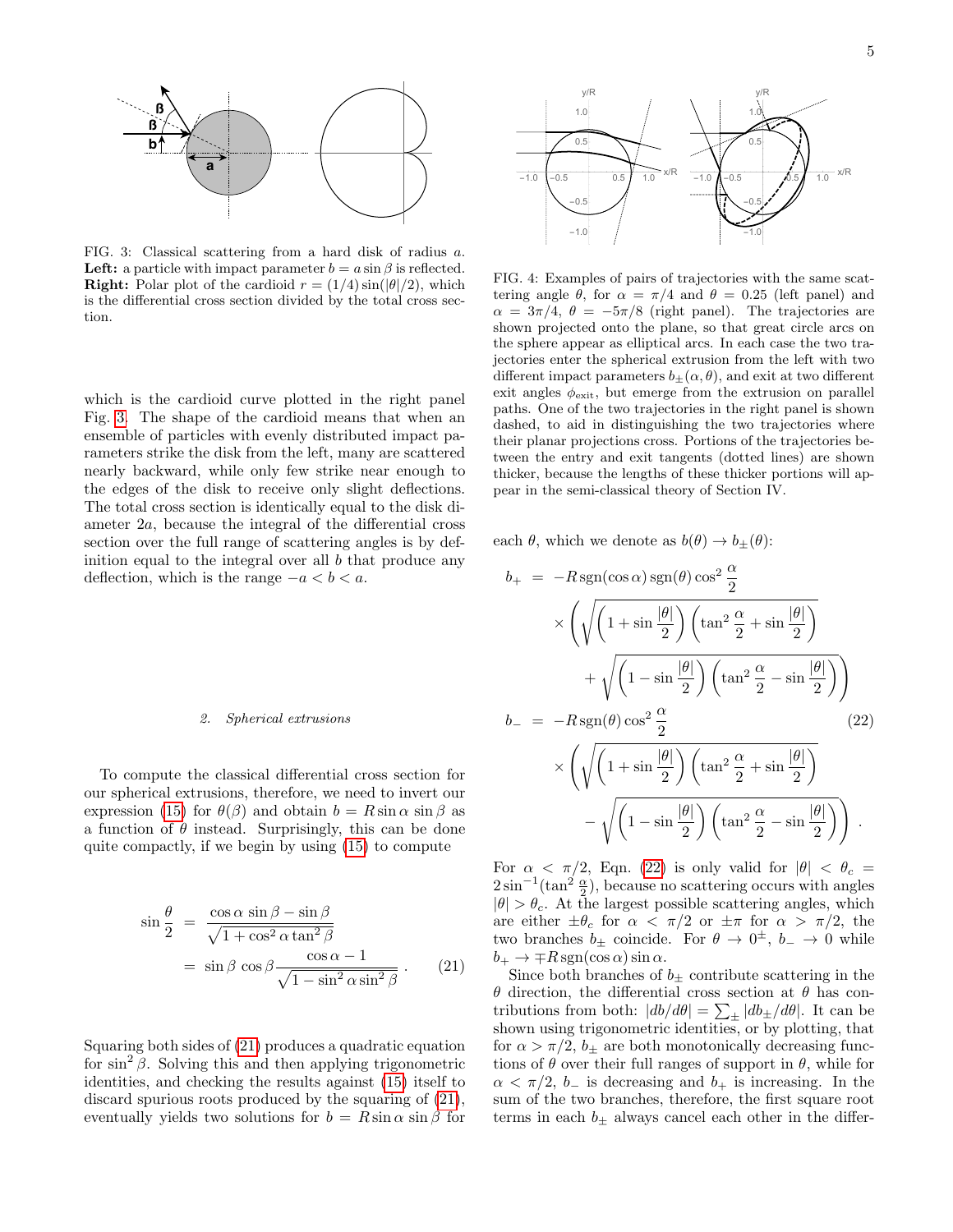FIG. 3: Classical scattering from a hard disk of radius $a$. **Left:** a particle with impact parameter $b = a\sin\beta$ is reflected. **Right:** Polar plot of the cardioid $r = (1/4)\sin(|\theta|/2)$, which is the differential cross section divided by the total cross section.

which is the cardioid curve plotted in the right panel Fig. 3. The shape of the cardioid means that when an ensemble of particles with evenly distributed impact parameters strike the disk from the left, many are scattered nearly backward, while only few strike near enough to the edges of the disk to receive only slight deflections. The total cross section is identically equal to the disk diameter $2a$, because the integral of the differential cross section over the full range of scattering angles is by definition equal to the integral over all $b$ that produce any deflection, which is the range $-a < b < a$.

#### 2. Spherical extrusions

To compute the classical differential cross section for our spherical extrusions, therefore, we need to invert our expression (15) for $\theta(\beta)$ and obtain $b = R\sin\alpha\sin\beta$ as a function of $\theta$ instead. Surprisingly, this can be done quite compactly, if we begin by using (15) to compute

$$
\begin{aligned}
\sin\frac{\theta}{2} &= \frac{\cos\alpha\,\sin\beta - \sin\beta}{\sqrt{1+\cos^2\alpha\tan^2\beta}} \\
&= \sin\beta\,\cos\beta\frac{\cos\alpha - 1}{\sqrt{1-\sin^2\alpha\sin^2\beta}}\;. \qquad (21)
\end{aligned}
$$

Squaring both sides of (21) produces a quadratic equation for $\sin^2\beta$. Solving this and then applying trigonometric identities, and checking the results against (15) itself to discard spurious roots produced by the squaring of (21), eventually yields two solutions for $b = R\sin\alpha\sin\beta$ for each $\theta$, which we denote as $b(\theta) \to b_\pm(\theta)$:

FIG. 4: Examples of pairs of trajectories with the same scattering angle $\theta$, for $\alpha = \pi/4$ and $\theta = 0.25$ (left panel) and $\alpha = 3\pi/4$, $\theta = -5\pi/8$ (right panel). The trajectories are shown projected onto the plane, so that great circle arcs on the sphere appear as elliptical arcs. In each case the two trajectories enter the spherical extrusion from the left with two different impact parameters $b_\pm(\alpha,\theta)$, and exit at two different exit angles $\phi_{\rm exit}$, but emerge from the extrusion on parallel paths. One of the two trajectories in the right panel is shown dashed, to aid in distinguishing the two trajectories where their planar projections cross. Portions of the trajectories between the entry and exit tangents (dotted lines) are shown thicker, because the lengths of these thicker portions will appear in the semi-classical theory of Section IV.

$$
\begin{aligned}
b_+ &= -R\,\mathrm{sgn}(\cos\alpha)\,\mathrm{sgn}(\theta)\cos^2\frac{\alpha}{2} \\
&\quad\times\left(\sqrt{\left(1+\sin\frac{|\theta|}{2}\right)\left(\tan^2\frac{\alpha}{2}+\sin\frac{|\theta|}{2}\right)}\right. \\
&\quad\left.+\sqrt{\left(1-\sin\frac{|\theta|}{2}\right)\left(\tan^2\frac{\alpha}{2}-\sin\frac{|\theta|}{2}\right)}\right) \\
b_- &= -R\,\mathrm{sgn}(\theta)\cos^2\frac{\alpha}{2} \qquad\qquad (22)\\
&\quad\times\left(\sqrt{\left(1+\sin\frac{|\theta|}{2}\right)\left(\tan^2\frac{\alpha}{2}+\sin\frac{|\theta|}{2}\right)}\right. \\
&\quad\left.-\sqrt{\left(1-\sin\frac{|\theta|}{2}\right)\left(\tan^2\frac{\alpha}{2}-\sin\frac{|\theta|}{2}\right)}\right)\;.
\end{aligned}
$$

For $\alpha < \pi/2$, Eqn. (22) is only valid for $|\theta| < \theta_c = 2\sin^{-1}(\tan^2\frac{\alpha}{2})$, because no scattering occurs with angles $|\theta| > \theta_c$. At the largest possible scattering angles, which are either $\pm\theta_c$ for $\alpha < \pi/2$ or $\pm\pi$ for $\alpha > \pi/2$, the two branches $b_\pm$ coincide. For $\theta \to 0^\pm$, $b_- \to 0$ while $b_+ \to \mp R\,\mathrm{sgn}(\cos\alpha)\sin\alpha$.

Since both branches of $b_\pm$ contribute scattering in the $\theta$ direction, the differential cross section at $\theta$ has contributions from both: $|db/d\theta| = \sum_\pm |db_\pm/d\theta|$. It can be shown using trigonometric identities, or by plotting, that for $\alpha > \pi/2$, $b_\pm$ are both monotonically decreasing functions of $\theta$ over their full ranges of support in $\theta$, while for $\alpha < \pi/2$, $b_-$ is decreasing and $b_+$ is increasing. In the sum of the two branches, therefore, the first square root terms in each $b_\pm$ always cancel each other in the differ-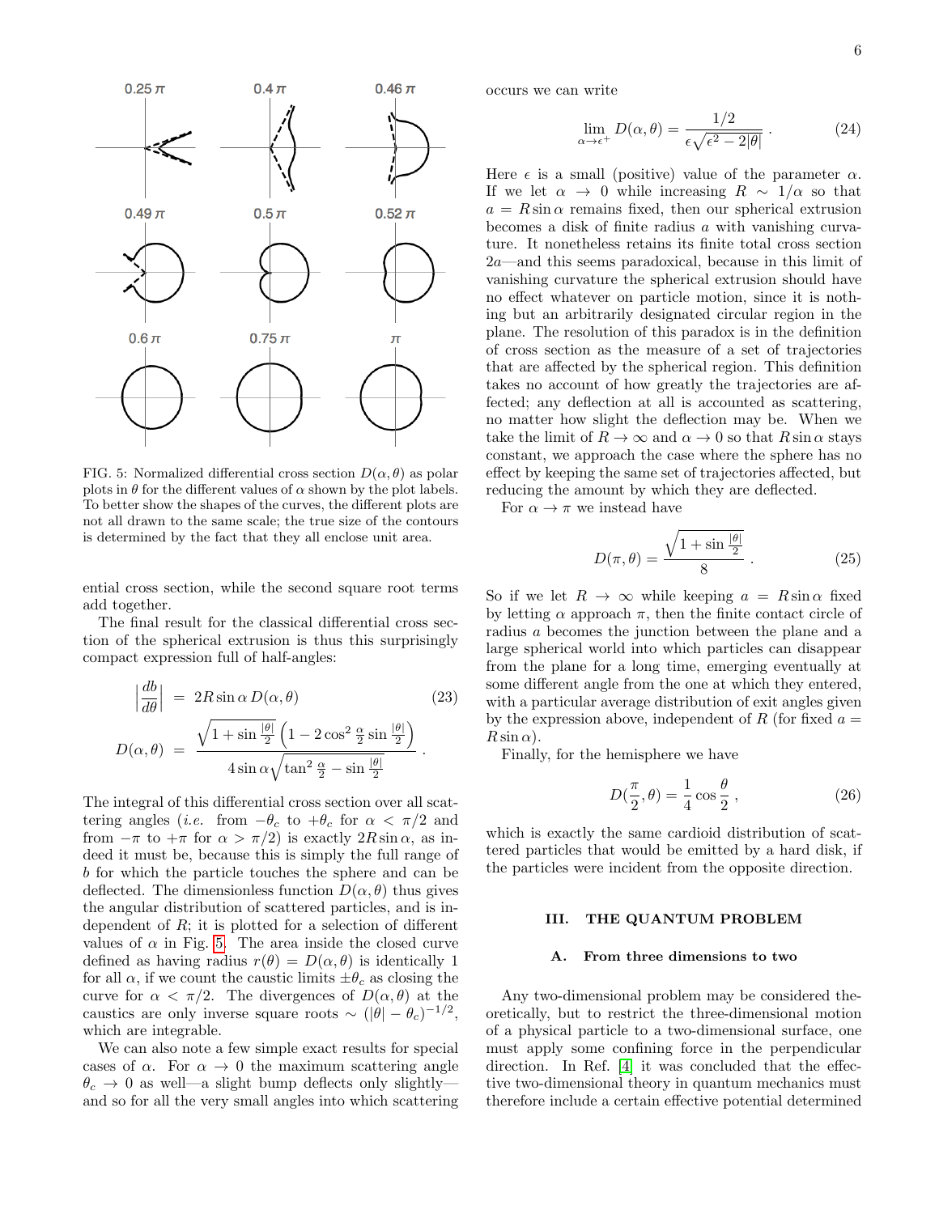FIG. 5: Normalized differential cross section $D(\alpha,\theta)$ as polar plots in $\theta$ for the different values of $\alpha$ shown by the plot labels. To better show the shapes of the curves, the different plots are not all drawn to the same scale; the true size of the contours is determined by the fact that they all enclose unit area.

ential cross section, while the second square root terms add together.

The final result for the classical differential cross section of the spherical extrusion is thus this surprisingly compact expression full of half-angles:

$$\left|\frac{db}{d\theta}\right| = 2R\sin\alpha\, D(\alpha,\theta) \tag{23}$$

$$D(\alpha,\theta) = \frac{\sqrt{1+\sin\frac{|\theta|}{2}}\left(1-2\cos^2\frac{\alpha}{2}\sin\frac{|\theta|}{2}\right)}{4\sin\alpha\sqrt{\tan^2\frac{\alpha}{2}-\sin\frac{|\theta|}{2}}} .$$

The integral of this differential cross section over all scattering angles (*i.e.* from $-\theta_c$ to $+\theta_c$ for $\alpha < \pi/2$ and from $-\pi$ to $+\pi$ for $\alpha > \pi/2$) is exactly $2R\sin\alpha$, as indeed it must be, because this is simply the full range of $b$ for which the particle touches the sphere and can be deflected. The dimensionless function $D(\alpha,\theta)$ thus gives the angular distribution of scattered particles, and is independent of $R$; it is plotted for a selection of different values of $\alpha$ in Fig. 5. The area inside the closed curve defined as having radius $r(\theta) = D(\alpha,\theta)$ is identically 1 for all $\alpha$, if we count the caustic limits $\pm\theta_c$ as closing the curve for $\alpha < \pi/2$. The divergences of $D(\alpha,\theta)$ at the caustics are only inverse square roots $\sim (|\theta| - \theta_c)^{-1/2}$, which are integrable.

We can also note a few simple exact results for special cases of $\alpha$. For $\alpha \to 0$ the maximum scattering angle $\theta_c \to 0$ as well—a slight bump deflects only slightly—and so for all the very small angles into which scattering occurs we can write

$$\lim_{\alpha\to\epsilon^+} D(\alpha,\theta) = \frac{1/2}{\epsilon\sqrt{\epsilon^2-2|\theta|}} . \tag{24}$$

Here $\epsilon$ is a small (positive) value of the parameter $\alpha$. If we let $\alpha \to 0$ while increasing $R \sim 1/\alpha$ so that $a = R\sin\alpha$ remains fixed, then our spherical extrusion becomes a disk of finite radius $a$ with vanishing curvature. It nonetheless retains its finite total cross section $2a$—and this seems paradoxical, because in this limit of vanishing curvature the spherical extrusion should have no effect whatever on particle motion, since it is nothing but an arbitrarily designated circular region in the plane. The resolution of this paradox is in the definition of cross section as the measure of a set of trajectories that are affected by the spherical region. This definition takes no account of how greatly the trajectories are affected; any deflection at all is accounted as scattering, no matter how slight the deflection may be. When we take the limit of $R \to \infty$ and $\alpha \to 0$ so that $R\sin\alpha$ stays constant, we approach the case where the sphere has no effect by keeping the same set of trajectories affected, but reducing the amount by which they are deflected.

For $\alpha \to \pi$ we instead have

$$D(\pi,\theta) = \frac{\sqrt{1+\sin\frac{|\theta|}{2}}}{8} . \tag{25}$$

So if we let $R \to \infty$ while keeping $a = R\sin\alpha$ fixed by letting $\alpha$ approach $\pi$, then the finite contact circle of radius $a$ becomes the junction between the plane and a large spherical world into which particles can disappear from the plane for a long time, emerging eventually at some different angle from the one at which they entered, with a particular average distribution of exit angles given by the expression above, independent of $R$ (for fixed $a = R\sin\alpha$).

Finally, for the hemisphere we have

$$D(\frac{\pi}{2},\theta) = \frac{1}{4}\cos\frac{\theta}{2} , \tag{26}$$

which is exactly the same cardioid distribution of scattered particles that would be emitted by a hard disk, if the particles were incident from the opposite direction.

## III. THE QUANTUM PROBLEM

### A. From three dimensions to two

Any two-dimensional problem may be considered theoretically, but to restrict the three-dimensional motion of a physical particle to a two-dimensional surface, one must apply some confining force in the perpendicular direction. In Ref. [4] it was concluded that the effective two-dimensional theory in quantum mechanics must therefore include a certain effective potential determined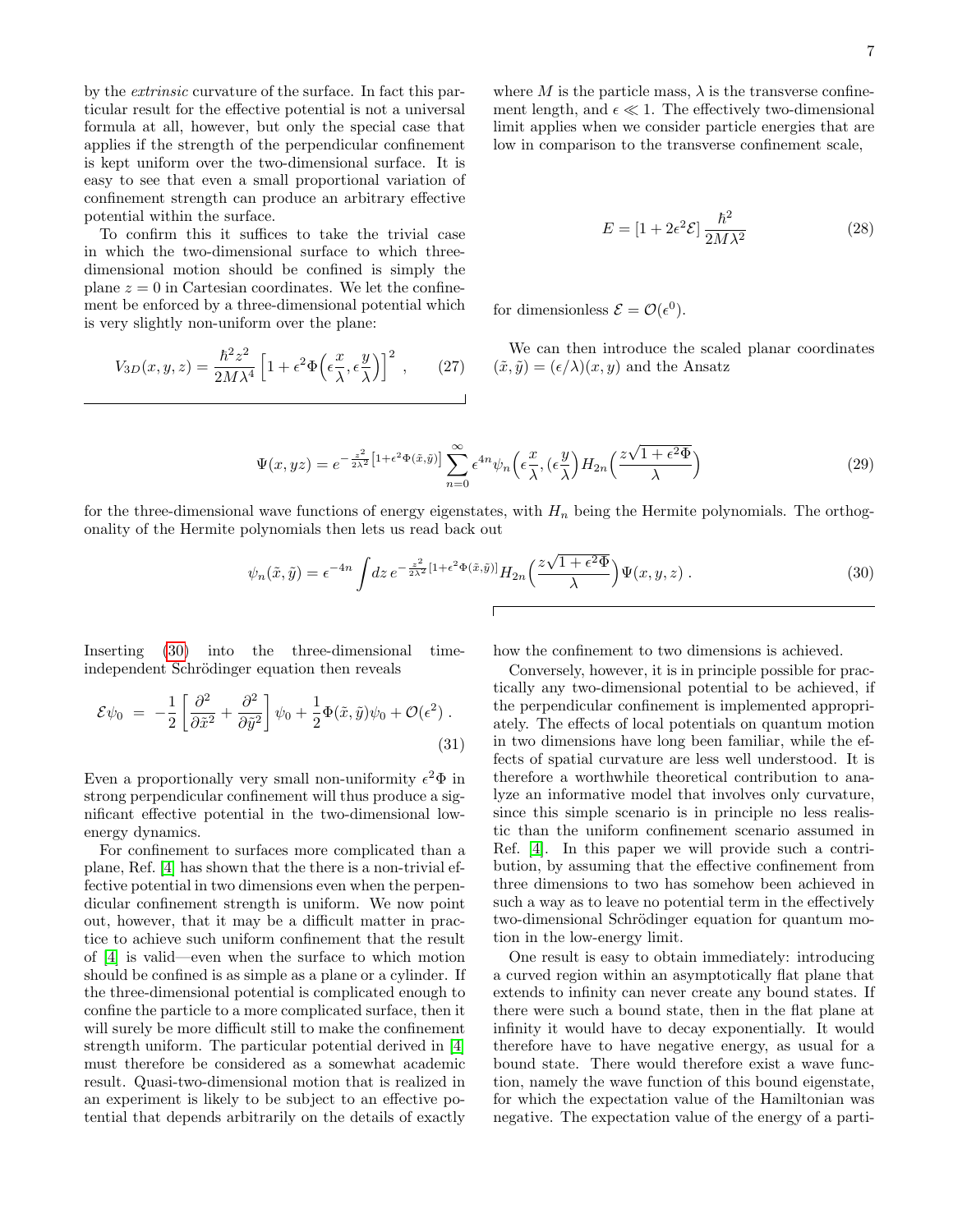by the *extrinsic* curvature of the surface. In fact this particular result for the effective potential is not a universal formula at all, however, but only the special case that applies if the strength of the perpendicular confinement is kept uniform over the two-dimensional surface. It is easy to see that even a small proportional variation of confinement strength can produce an arbitrary effective potential within the surface.

To confirm this it suffices to take the trivial case in which the two-dimensional surface to which three-dimensional motion should be confined is simply the plane $z = 0$ in Cartesian coordinates. We let the confinement be enforced by a three-dimensional potential which is very slightly non-uniform over the plane:

$$V_{3D}(x, y, z) = \frac{\hbar^2 z^2}{2M\lambda^4}\left[1 + \epsilon^2 \Phi\Big(\epsilon\frac{x}{\lambda}, \epsilon\frac{y}{\lambda}\Big)\right]^2 , \qquad (27)$$

where $M$ is the particle mass, $\lambda$ is the transverse confinement length, and $\epsilon \ll 1$. The effectively two-dimensional limit applies when we consider particle energies that are low in comparison to the transverse confinement scale,

$$E = [1 + 2\epsilon^2 \mathcal{E}]\, \frac{\hbar^2}{2M\lambda^2} \qquad (28)$$

for dimensionless $\mathcal{E} = \mathcal{O}(\epsilon^0)$.

We can then introduce the scaled planar coordinates $(\tilde{x}, \tilde{y}) = (\epsilon/\lambda)(x, y)$ and the Ansatz

$$\Psi(x, yz) = e^{-\frac{z^2}{2\lambda^2}\left[1+\epsilon^2\Phi(\tilde{x},\tilde{y})\right]} \sum_{n=0}^{\infty} \epsilon^{4n} \psi_n\Big(\epsilon\frac{x}{\lambda}, (\epsilon\frac{y}{\lambda}\Big) H_{2n}\Big(\frac{z\sqrt{1+\epsilon^2\Phi}}{\lambda}\Big) \qquad (29)$$

for the three-dimensional wave functions of energy eigenstates, with $H_n$ being the Hermite polynomials. The orthogonality of the Hermite polynomials then lets us read back out

$$\psi_n(\tilde{x}, \tilde{y}) = \epsilon^{-4n} \int dz\, e^{-\frac{z^2}{2\lambda^2}[1+\epsilon^2\Phi(\tilde{x},\tilde{y})]} H_{2n}\Big(\frac{z\sqrt{1+\epsilon^2\Phi}}{\lambda}\Big) \Psi(x, y, z) \,. \qquad (30)$$

Inserting (30) into the three-dimensional time-independent Schrödinger equation then reveals

$$\mathcal{E}\psi_0 \;=\; -\frac{1}{2}\left[\frac{\partial^2}{\partial \tilde{x}^2} + \frac{\partial^2}{\partial \tilde{y}^2}\right]\psi_0 + \frac{1}{2}\Phi(\tilde{x}, \tilde{y})\psi_0 + \mathcal{O}(\epsilon^2) \,. \qquad (31)$$

Even a proportionally very small non-uniformity $\epsilon^2\Phi$ in strong perpendicular confinement will thus produce a significant effective potential in the two-dimensional low-energy dynamics.

For confinement to surfaces more complicated than a plane, Ref. [4] has shown that the there is a non-trivial effective potential in two dimensions even when the perpendicular confinement strength is uniform. We now point out, however, that it may be a difficult matter in practice to achieve such uniform confinement that the result of [4] is valid—even when the surface to which motion should be confined is as simple as a plane or a cylinder. If the three-dimensional potential is complicated enough to confine the particle to a more complicated surface, then it will surely be more difficult still to make the confinement strength uniform. The particular potential derived in [4] must therefore be considered as a somewhat academic result. Quasi-two-dimensional motion that is realized in an experiment is likely to be subject to an effective potential that depends arbitrarily on the details of exactly how the confinement to two dimensions is achieved.

Conversely, however, it is in principle possible for practically any two-dimensional potential to be achieved, if the perpendicular confinement is implemented appropriately. The effects of local potentials on quantum motion in two dimensions have long been familiar, while the effects of spatial curvature are less well understood. It is therefore a worthwhile theoretical contribution to analyze an informative model that involves only curvature, since this simple scenario is in principle no less realistic than the uniform confinement scenario assumed in Ref. [4]. In this paper we will provide such a contribution, by assuming that the effective confinement from three dimensions to two has somehow been achieved in such a way as to leave no potential term in the effectively two-dimensional Schrödinger equation for quantum motion in the low-energy limit.

One result is easy to obtain immediately: introducing a curved region within an asymptotically flat plane that extends to infinity can never create any bound states. If there were such a bound state, then in the flat plane at infinity it would have to decay exponentially. It would therefore have to have negative energy, as usual for a bound state. There would therefore exist a wave function, namely the wave function of this bound eigenstate, for which the expectation value of the Hamiltonian was negative. The expectation value of the energy of a parti-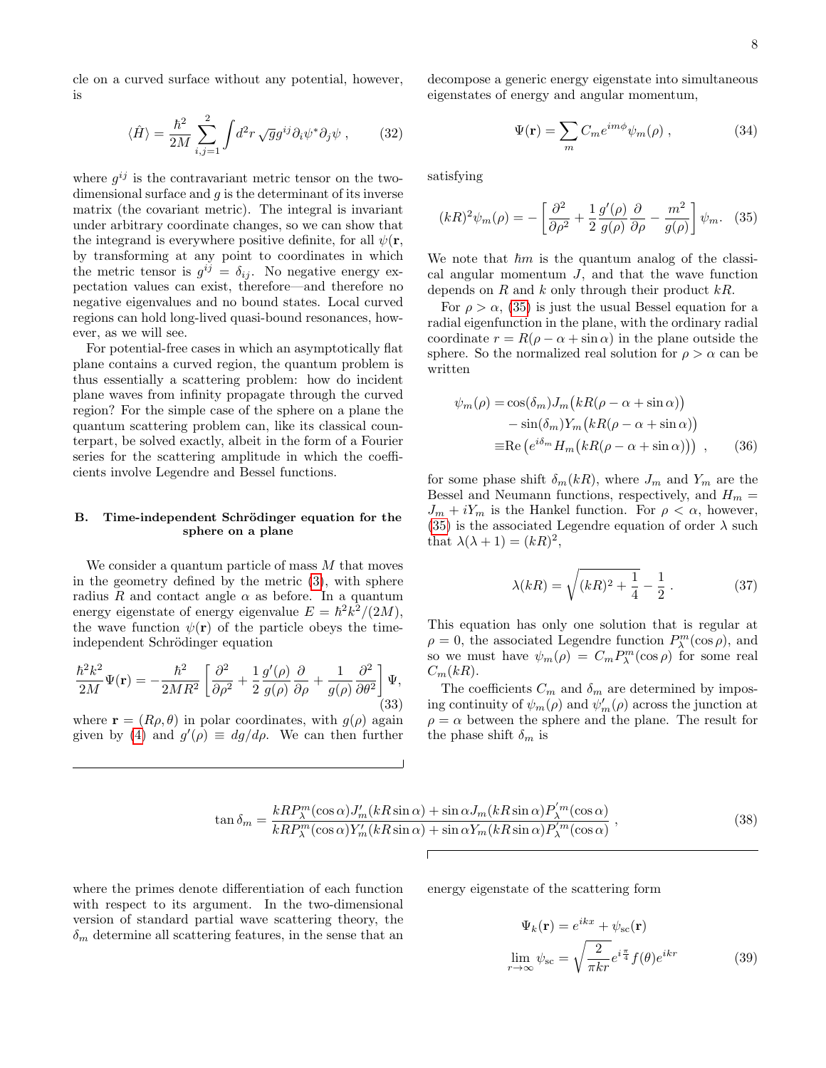cle on a curved surface without any potential, however, is

$$\langle \hat{H} \rangle = \frac{\hbar^2}{2M} \sum_{i,j=1}^{2} \int d^2r \, \sqrt{g} g^{ij} \partial_i \psi^* \partial_j \psi \, , \tag{32}$$

where $g^{ij}$ is the contravariant metric tensor on the two-dimensional surface and $g$ is the determinant of its inverse matrix (the covariant metric). The integral is invariant under arbitrary coordinate changes, so we can show that the integrand is everywhere positive definite, for all $\psi(\mathbf{r}$, by transforming at any point to coordinates in which the metric tensor is $g^{ij} = \delta_{ij}$. No negative energy expectation values can exist, therefore—and therefore no negative eigenvalues and no bound states. Local curved regions can hold long-lived quasi-bound resonances, however, as we will see.

For potential-free cases in which an asymptotically flat plane contains a curved region, the quantum problem is thus essentially a scattering problem: how do incident plane waves from infinity propagate through the curved region? For the simple case of the sphere on a plane the quantum scattering problem can, like its classical counterpart, be solved exactly, albeit in the form of a Fourier series for the scattering amplitude in which the coefficients involve Legendre and Bessel functions.

### B. Time-independent Schrödinger equation for the sphere on a plane

We consider a quantum particle of mass $M$ that moves in the geometry defined by the metric (3), with sphere radius $R$ and contact angle $\alpha$ as before. In a quantum energy eigenstate of energy eigenvalue $E = \hbar^2 k^2/(2M)$, the wave function $\psi(\mathbf{r})$ of the particle obeys the time-independent Schrödinger equation

$$\frac{\hbar^2 k^2}{2M} \Psi(\mathbf{r}) = -\frac{\hbar^2}{2MR^2} \left[ \frac{\partial^2}{\partial \rho^2} + \frac{1}{2} \frac{g'(\rho)}{g(\rho)} \frac{\partial}{\partial \rho} + \frac{1}{g(\rho)} \frac{\partial^2}{\partial \theta^2} \right] \Psi, \tag{33}$$

where $\mathbf{r} = (R\rho, \theta)$ in polar coordinates, with $g(\rho)$ again given by (4) and $g'(\rho) \equiv dg/d\rho$. We can then further decompose a generic energy eigenstate into simultaneous eigenstates of energy and angular momentum,

$$\Psi(\mathbf{r}) = \sum_m C_m e^{im\phi} \psi_m(\rho) \, , \tag{34}$$

satisfying

$$(kR)^2 \psi_m(\rho) = -\left[ \frac{\partial^2}{\partial \rho^2} + \frac{1}{2} \frac{g'(\rho)}{g(\rho)} \frac{\partial}{\partial \rho} - \frac{m^2}{g(\rho)} \right] \psi_m. \tag{35}$$

We note that $\hbar m$ is the quantum analog of the classical angular momentum $J$, and that the wave function depends on $R$ and $k$ only through their product $kR$.

For $\rho > \alpha$, (35) is just the usual Bessel equation for a radial eigenfunction in the plane, with the ordinary radial coordinate $r = R(\rho - \alpha + \sin \alpha)$ in the plane outside the sphere. So the normalized real solution for $\rho > \alpha$ can be written

$$\begin{aligned} \psi_m(\rho) &= \cos(\delta_m) J_m\big(kR(\rho - \alpha + \sin \alpha)\big) \\ &\quad - \sin(\delta_m) Y_m\big(kR(\rho - \alpha + \sin \alpha)\big) \\ &\equiv \mathrm{Re}\left(e^{i\delta_m} H_m\big(kR(\rho - \alpha + \sin \alpha)\big)\right) \, , \end{aligned} \tag{36}$$

for some phase shift $\delta_m(kR)$, where $J_m$ and $Y_m$ are the Bessel and Neumann functions, respectively, and $H_m = J_m + iY_m$ is the Hankel function. For $\rho < \alpha$, however, (35) is the associated Legendre equation of order $\lambda$ such that $\lambda(\lambda + 1) = (kR)^2$,

$$\lambda(kR) = \sqrt{(kR)^2 + \frac{1}{4}} - \frac{1}{2} \, . \tag{37}$$

This equation has only one solution that is regular at $\rho = 0$, the associated Legendre function $P_\lambda^m(\cos \rho)$, and so we must have $\psi_m(\rho) = C_m P_\lambda^m(\cos \rho)$ for some real $C_m(kR)$.

The coefficients $C_m$ and $\delta_m$ are determined by imposing continuity of $\psi_m(\rho)$ and $\psi_m'(\rho)$ across the junction at $\rho = \alpha$ between the sphere and the plane. The result for the phase shift $\delta_m$ is

$$\tan \delta_m = \frac{kR P_\lambda^m(\cos \alpha) J_m'(kR \sin \alpha) + \sin \alpha J_m(kR \sin \alpha) P_\lambda^{'m}(\cos \alpha)}{kR P_\lambda^m(\cos \alpha) Y_m'(kR \sin \alpha) + \sin \alpha Y_m(kR \sin \alpha) P_\lambda^{'m}(\cos \alpha)} \, , \tag{38}$$

where the primes denote differentiation of each function with respect to its argument. In the two-dimensional version of standard partial wave scattering theory, the $\delta_m$ determine all scattering features, in the sense that an energy eigenstate of the scattering form

$$\begin{aligned} \Psi_k(\mathbf{r}) &= e^{ikx} + \psi_{\mathrm{sc}}(\mathbf{r}) \\ \lim_{r \to \infty} \psi_{\mathrm{sc}} &= \sqrt{\frac{2}{\pi k r}} e^{i\frac{\pi}{4}} f(\theta) e^{ikr} \end{aligned} \tag{39}$$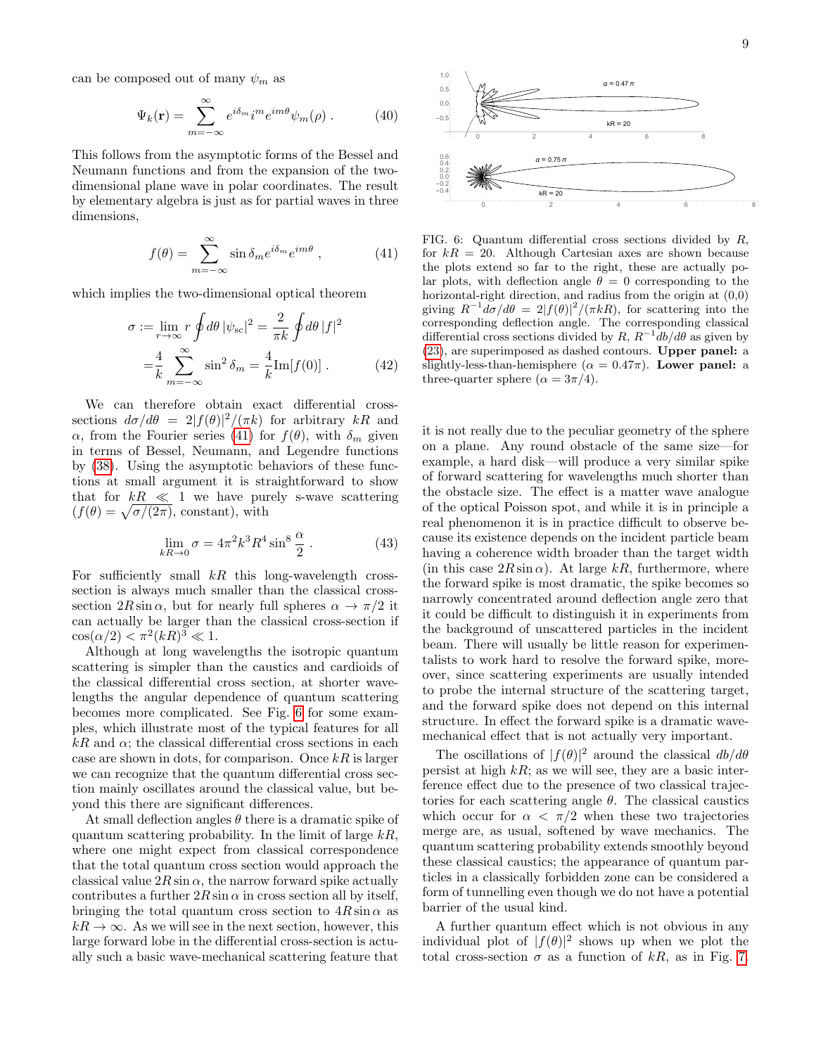can be composed out of many $\psi_m$ as

$$\Psi_k(\mathbf{r}) = \sum_{m=-\infty}^{\infty} e^{i\delta_m} i^m e^{im\theta} \psi_m(\rho) \ . \tag{40}$$

This follows from the asymptotic forms of the Bessel and Neumann functions and from the expansion of the two-dimensional plane wave in polar coordinates. The result by elementary algebra is just as for partial waves in three dimensions,

$$f(\theta) = \sum_{m=-\infty}^{\infty} \sin\delta_m e^{i\delta_m} e^{im\theta} \ , \tag{41}$$

which implies the two-dimensional optical theorem

$$\begin{aligned}\sigma := \lim_{r\to\infty} r \oint d\theta \, |\psi_{\rm sc}|^2 &= \frac{2}{\pi k} \oint d\theta \, |f|^2 \\ &= \frac{4}{k} \sum_{m=-\infty}^{\infty} \sin^2\delta_m = \frac{4}{k} \mathrm{Im}[f(0)] \ . \end{aligned} \tag{42}$$

We can therefore obtain exact differential cross-sections $d\sigma/d\theta = 2|f(\theta)|^2/(\pi k)$ for arbitrary $kR$ and $\alpha$, from the Fourier series (41) for $f(\theta)$, with $\delta_m$ given in terms of Bessel, Neumann, and Legendre functions by (38). Using the asymptotic behaviors of these functions at small argument it is straightforward to show that for $kR \ll 1$ we have purely s-wave scattering ($f(\theta) = \sqrt{\sigma/(2\pi)}$, constant), with

$$\lim_{kR\to 0} \sigma = 4\pi^2 k^3 R^4 \sin^8 \frac{\alpha}{2} \ . \tag{43}$$

For sufficiently small $kR$ this long-wavelength cross-section is always much smaller than the classical cross-section $2R\sin\alpha$, but for nearly full spheres $\alpha \to \pi/2$ it can actually be larger than the classical cross-section if $\cos(\alpha/2) < \pi^2(kR)^3 \ll 1$.

Although at long wavelengths the isotropic quantum scattering is simpler than the caustics and cardioids of the classical differential cross section, at shorter wavelengths the angular dependence of quantum scattering becomes more complicated. See Fig. 6 for some examples, which illustrate most of the typical features for all $kR$ and $\alpha$; the classical differential cross sections in each case are shown in dots, for comparison. Once $kR$ is larger we can recognize that the quantum differential cross section mainly oscillates around the classical value, but beyond this there are significant differences.

At small deflection angles $\theta$ there is a dramatic spike of quantum scattering probability. In the limit of large $kR$, where one might expect from classical correspondence that the total quantum cross section would approach the classical value $2R\sin\alpha$, the narrow forward spike actually contributes a further $2R\sin\alpha$ in cross section all by itself, bringing the total quantum cross section to $4R\sin\alpha$ as $kR \to \infty$. As we will see in the next section, however, this large forward lobe in the differential cross-section is actually such a basic wave-mechanical scattering feature that it is not really due to the peculiar geometry of the sphere on a plane. Any round obstacle of the same size—for example, a hard disk—will produce a very similar spike of forward scattering for wavelengths much shorter than the obstacle size. The effect is a matter wave analogue of the optical Poisson spot, and while it is in principle a real phenomenon it is in practice difficult to observe because its existence depends on the incident particle beam having a coherence width broader than the target width (in this case $2R\sin\alpha$). At large $kR$, furthermore, where the forward spike is most dramatic, the spike becomes so narrowly concentrated around deflection angle zero that it could be difficult to distinguish it in experiments from the background of unscattered particles in the incident beam. There will usually be little reason for experimentalists to work hard to resolve the forward spike, moreover, since scattering experiments are usually intended to probe the internal structure of the scattering target, and the forward spike does not depend on this internal structure. In effect the forward spike is a dramatic wave-mechanical effect that is not actually very important.

FIG. 6: Quantum differential cross sections divided by $R$, for $kR = 20$. Although Cartesian axes are shown because the plots extend so far to the right, these are actually polar plots, with deflection angle $\theta = 0$ corresponding to the horizontal-right direction, and radius from the origin at (0,0) giving $R^{-1}d\sigma/d\theta = 2|f(\theta)|^2/(\pi kR)$, for scattering into the corresponding deflection angle. The corresponding classical differential cross sections divided by $R$, $R^{-1}db/d\theta$ as given by (23), are superimposed as dashed contours. **Upper panel:** a slightly-less-than-hemisphere ($\alpha = 0.47\pi$). **Lower panel:** a three-quarter sphere ($\alpha = 3\pi/4$).

The oscillations of $|f(\theta)|^2$ around the classical $db/d\theta$ persist at high $kR$; as we will see, they are a basic interference effect due to the presence of two classical trajectories for each scattering angle $\theta$. The classical caustics which occur for $\alpha < \pi/2$ when these two trajectories merge are, as usual, softened by wave mechanics. The quantum scattering probability extends smoothly beyond these classical caustics; the appearance of quantum particles in a classically forbidden zone can be considered a form of tunnelling even though we do not have a potential barrier of the usual kind.

A further quantum effect which is not obvious in any individual plot of $|f(\theta)|^2$ shows up when we plot the total cross-section $\sigma$ as a function of $kR$, as in Fig. 7.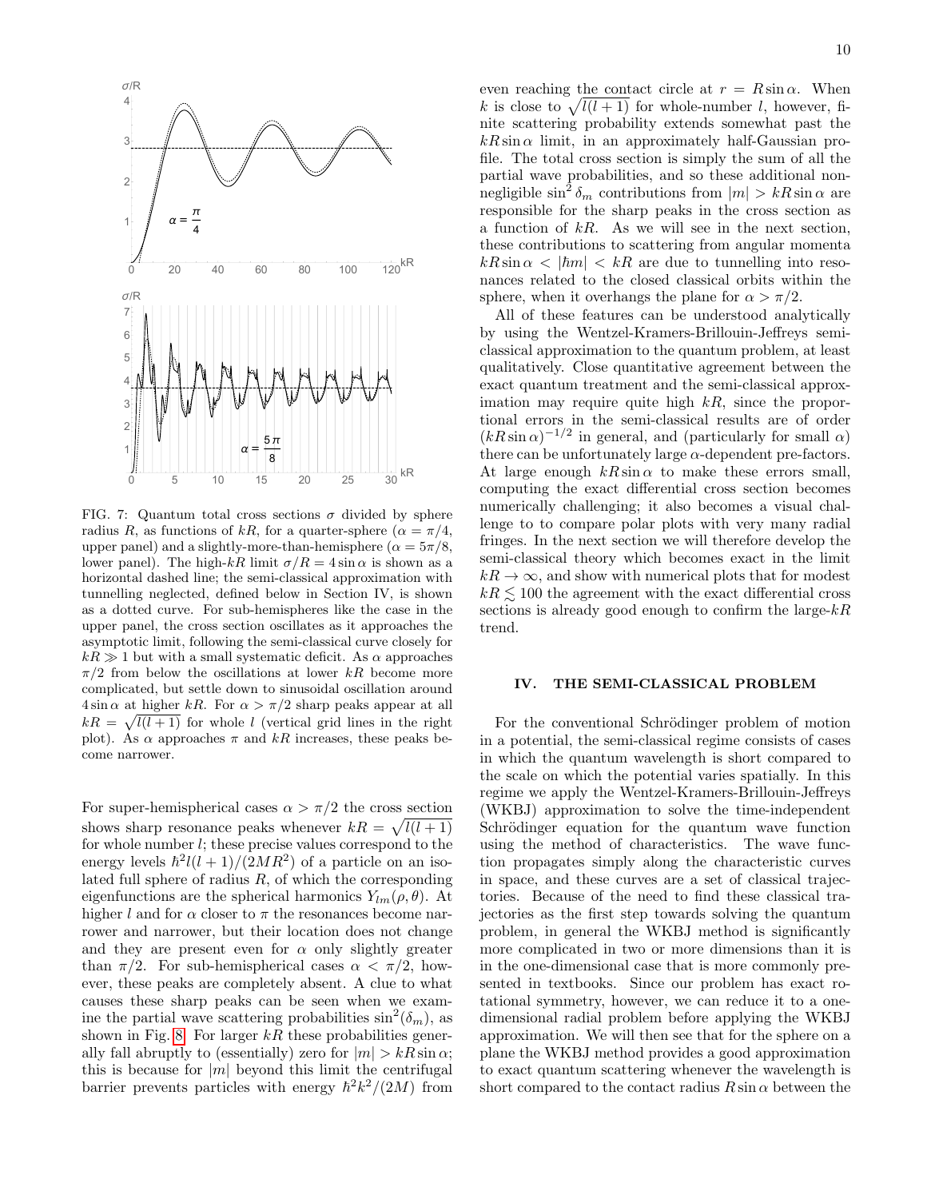FIG. 7: Quantum total cross sections $\sigma$ divided by sphere radius $R$, as functions of $kR$, for a quarter-sphere ($\alpha = \pi/4$, upper panel) and a slightly-more-than-hemisphere ($\alpha = 5\pi/8$, lower panel). The high-$kR$ limit $\sigma/R = 4\sin\alpha$ is shown as a horizontal dashed line; the semi-classical approximation with tunnelling neglected, defined below in Section IV, is shown as a dotted curve. For sub-hemispheres like the case in the upper panel, the cross section oscillates as it approaches the asymptotic limit, following the semi-classical curve closely for $kR \gg 1$ but with a small systematic deficit. As $\alpha$ approaches $\pi/2$ from below the oscillations at lower $kR$ become more complicated, but settle down to sinusoidal oscillation around $4\sin\alpha$ at higher $kR$. For $\alpha > \pi/2$ sharp peaks appear at all $kR = \sqrt{l(l+1)}$ for whole $l$ (vertical grid lines in the right plot). As $\alpha$ approaches $\pi$ and $kR$ increases, these peaks become narrower.

For super-hemispherical cases $\alpha > \pi/2$ the cross section shows sharp resonance peaks whenever $kR = \sqrt{l(l+1)}$ for whole number $l$; these precise values correspond to the energy levels $\hbar^2 l(l+1)/(2MR^2)$ of a particle on an isolated full sphere of radius $R$, of which the corresponding eigenfunctions are the spherical harmonics $Y_{lm}(\rho, \theta)$. At higher $l$ and for $\alpha$ closer to $\pi$ the resonances become narrower and narrower, but their location does not change and they are present even for $\alpha$ only slightly greater than $\pi/2$. For sub-hemispherical cases $\alpha < \pi/2$, however, these peaks are completely absent. A clue to what causes these sharp peaks can be seen when we examine the partial wave scattering probabilities $\sin^2(\delta_m)$, as shown in Fig. 8. For larger $kR$ these probabilities generally fall abruptly to (essentially) zero for $|m| > kR\sin\alpha$; this is because for $|m|$ beyond this limit the centrifugal barrier prevents particles with energy $\hbar^2k^2/(2M)$ from even reaching the contact circle at $r = R\sin\alpha$. When $k$ is close to $\sqrt{l(l+1)}$ for whole-number $l$, however, finite scattering probability extends somewhat past the $kR\sin\alpha$ limit, in an approximately half-Gaussian profile. The total cross section is simply the sum of all the partial wave probabilities, and so these additional non-negligible $\sin^2\delta_m$ contributions from $|m| > kR\sin\alpha$ are responsible for the sharp peaks in the cross section as a function of $kR$. As we will see in the next section, these contributions to scattering from angular momenta $kR\sin\alpha < |\hbar m| < kR$ are due to tunnelling into resonances related to the closed classical orbits within the sphere, when it overhangs the plane for $\alpha > \pi/2$.

All of these features can be understood analytically by using the Wentzel-Kramers-Brillouin-Jeffreys semi-classical approximation to the quantum problem, at least qualitatively. Close quantitative agreement between the exact quantum treatment and the semi-classical approximation may require quite high $kR$, since the proportional errors in the semi-classical results are of order $(kR\sin\alpha)^{-1/2}$ in general, and (particularly for small $\alpha$) there can be unfortunately large $\alpha$-dependent pre-factors. At large enough $kR\sin\alpha$ to make these errors small, computing the exact differential cross section becomes numerically challenging; it also becomes a visual challenge to to compare polar plots with very many radial fringes. In the next section we will therefore develop the semi-classical theory which becomes exact in the limit $kR \to \infty$, and show with numerical plots that for modest $kR \lesssim 100$ the agreement with the exact differential cross sections is already good enough to confirm the large-$kR$ trend.

## IV. THE SEMI-CLASSICAL PROBLEM

For the conventional Schrödinger problem of motion in a potential, the semi-classical regime consists of cases in which the quantum wavelength is short compared to the scale on which the potential varies spatially. In this regime we apply the Wentzel-Kramers-Brillouin-Jeffreys (WKBJ) approximation to solve the time-independent Schrödinger equation for the quantum wave function using the method of characteristics. The wave function propagates simply along the characteristic curves in space, and these curves are a set of classical trajectories. Because of the need to find these classical trajectories as the first step towards solving the quantum problem, in general the WKBJ method is significantly more complicated in two or more dimensions than it is in the one-dimensional case that is more commonly presented in textbooks. Since our problem has exact rotational symmetry, however, we can reduce it to a one-dimensional radial problem before applying the WKBJ approximation. We will then see that for the sphere on a plane the WKBJ method provides a good approximation to exact quantum scattering whenever the wavelength is short compared to the contact radius $R\sin\alpha$ between the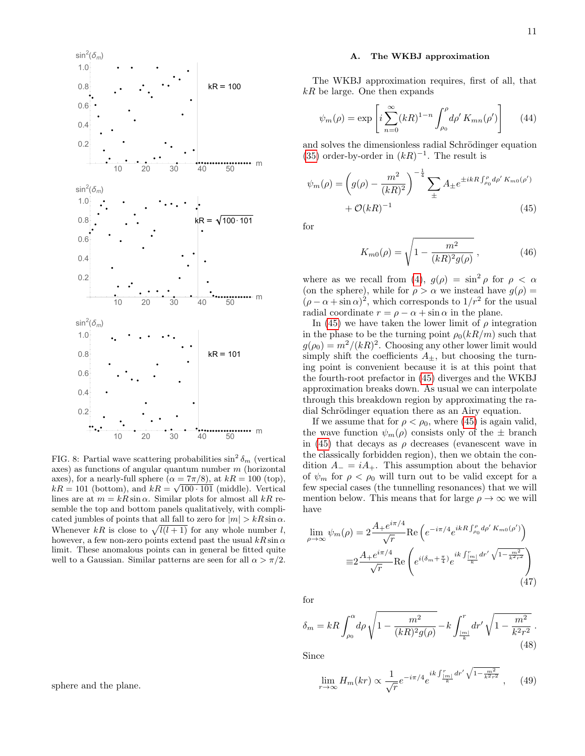FIG. 8: Partial wave scattering probabilities $\sin^2\delta_m$ (vertical axes) as functions of angular quantum number $m$ (horizontal axes), for a nearly-full sphere ($\alpha = 7\pi/8$), at $kR = 100$ (top), $kR = 101$ (bottom), and $kR = \sqrt{100 \cdot 101}$ (middle). Vertical lines are at $m = kR\sin\alpha$. Similar plots for almost all $kR$ resemble the top and bottom panels qualitatively, with complicated jumbles of points that all fall to zero for $|m| > kR\sin\alpha$. Whenever $kR$ is close to $\sqrt{l(l+1)}$ for any whole number $l$, however, a few non-zero points extend past the usual $kR\sin\alpha$ limit. These anomalous points can in general be fitted quite well to a Gaussian. Similar patterns are seen for all $\alpha > \pi/2$.

sphere and the plane.

### A. The WKBJ approximation

The WKBJ approximation requires, first of all, that $kR$ be large. One then expands

$$\psi_m(\rho) = \exp\left[i\sum_{n=0}^{\infty}(kR)^{1-n}\int_{\rho_0}^{\rho}d\rho'\,K_{mn}(\rho')\right] \tag{44}$$

and solves the dimensionless radial Schrödinger equation (35) order-by-order in $(kR)^{-1}$. The result is

$$\psi_m(\rho) = \left(g(\rho) - \frac{m^2}{(kR)^2}\right)^{-\frac{1}{4}}\sum_{\pm}A_{\pm}e^{\pm ikR\int_{\rho_0}^{\rho}d\rho'\,K_{m0}(\rho')} + \mathcal{O}(kR)^{-1} \tag{45}$$

for

$$K_{m0}(\rho) = \sqrt{1 - \frac{m^2}{(kR)^2 g(\rho)}}\,, \tag{46}$$

where as we recall from (4), $g(\rho) = \sin^2\rho$ for $\rho < \alpha$ (on the sphere), while for $\rho > \alpha$ we instead have $g(\rho) = (\rho - \alpha + \sin\alpha)^2$, which corresponds to $1/r^2$ for the usual radial coordinate $r = \rho - \alpha + \sin\alpha$ in the plane.

In (45) we have taken the lower limit of $\rho$ integration in the phase to be the turning point $\rho_0(kR/m)$ such that $g(\rho_0) = m^2/(kR)^2$. Choosing any other lower limit would simply shift the coefficients $A_\pm$, but choosing the turning point is convenient because it is at this point that the fourth-root prefactor in (45) diverges and the WKBJ approximation breaks down. As usual we can interpolate through this breakdown region by approximating the radial Schrödinger equation there as an Airy equation.

If we assume that for $\rho < \rho_0$, where (45) is again valid, the wave function $\psi_m(\rho)$ consists only of the $\pm$ branch in (45) that decays as $\rho$ decreases (evanescent wave in the classically forbidden region), then we obtain the condition $A_- = iA_+$. This assumption about the behavior of $\psi_m$ for $\rho < \rho_0$ will turn out to be valid except for a few special cases (the tunnelling resonances) that we will mention below. This means that for large $\rho \to \infty$ we will have

$$\begin{aligned}\lim_{\rho\to\infty}\psi_m(\rho) &= 2\frac{A_+e^{i\pi/4}}{\sqrt{r}}\mathrm{Re}\left(e^{-i\pi/4}e^{ikR\int_{\rho_0}^{\rho}d\rho'\,K_{m0}(\rho')}\right)\\ &\equiv 2\frac{A_+e^{i\pi/4}}{\sqrt{r}}\mathrm{Re}\left(e^{i(\delta_m+\frac{\pi}{4})}e^{ik\int_{\frac{|m|}{k}}^{r}dr'\,\sqrt{1-\frac{m^2}{k^2r^2}}}\right)\end{aligned} \tag{47}$$

for

$$\delta_m = kR\int_{\rho_0}^{\alpha}d\rho\sqrt{1 - \frac{m^2}{(kR)^2 g(\rho)}} - k\int_{\frac{|m|}{k}}^{r}dr'\sqrt{1 - \frac{m^2}{k^2r^2}}\,. \tag{48}$$

Since

$$\lim_{r\to\infty}H_m(kr) \propto \frac{1}{\sqrt{r}}e^{-i\pi/4}e^{ik\int_{\frac{|m|}{k}}^{r}dr'\,\sqrt{1-\frac{m^2}{k^2r^2}}}\,, \tag{49}$$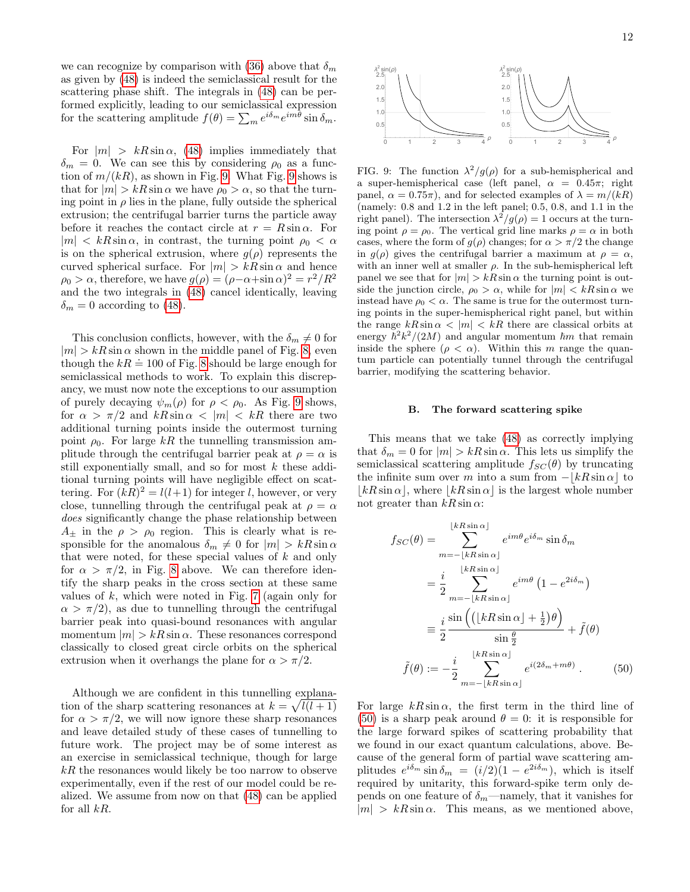we can recognize by comparison with (36) above that $\delta_m$ as given by (48) is indeed the semiclassical result for the scattering phase shift. The integrals in (48) can be performed explicitly, leading to our semiclassical expression for the scattering amplitude $f(\theta) = \sum_m e^{i\delta_m} e^{im\theta} \sin\delta_m$.

For $|m| > kR\sin\alpha$, (48) implies immediately that $\delta_m = 0$. We can see this by considering $\rho_0$ as a function of $m/(kR)$, as shown in Fig. 9. What Fig. 9 shows is that for $|m| > kR\sin\alpha$ we have $\rho_0 > \alpha$, so that the turning point in $\rho$ lies in the plane, fully outside the spherical extrusion; the centrifugal barrier turns the particle away before it reaches the contact circle at $r = R\sin\alpha$. For $|m| < kR\sin\alpha$, in contrast, the turning point $\rho_0 < \alpha$ is on the spherical extrusion, where $g(\rho)$ represents the curved spherical surface. For $|m| > kR\sin\alpha$ and hence $\rho_0 > \alpha$, therefore, we have $g(\rho) = (\rho - \alpha + \sin\alpha)^2 = r^2/R^2$ and the two integrals in (48) cancel identically, leaving $\delta_m = 0$ according to (48).

This conclusion conflicts, however, with the $\delta_m \neq 0$ for $|m| > kR\sin\alpha$ shown in the middle panel of Fig. 8, even though the $kR \doteq 100$ of Fig. 8 should be large enough for semiclassical methods to work. To explain this discrepancy, we must now note the exceptions to our assumption of purely decaying $\psi_m(\rho)$ for $\rho < \rho_0$. As Fig. 9 shows, for $\alpha > \pi/2$ and $kR\sin\alpha < |m| < kR$ there are two additional turning points inside the outermost turning point $\rho_0$. For large $kR$ the tunnelling transmission amplitude through the centrifugal barrier peak at $\rho = \alpha$ is still exponentially small, and so for most $k$ these additional turning points will have negligible effect on scattering. For $(kR)^2 = l(l+1)$ for integer $l$, however, or very close, tunnelling through the centrifugal peak at $\rho = \alpha$ *does* significantly change the phase relationship between $A_\pm$ in the $\rho > \rho_0$ region. This is clearly what is responsible for the anomalous $\delta_m \neq 0$ for $|m| > kR\sin\alpha$ that were noted, for these special values of $k$ and only for $\alpha > \pi/2$, in Fig. 8 above. We can therefore identify the sharp peaks in the cross section at these same values of $k$, which were noted in Fig. 7 (again only for $\alpha > \pi/2$), as due to tunnelling through the centrifugal barrier peak into quasi-bound resonances with angular momentum $|m| > kR\sin\alpha$. These resonances correspond classically to closed great circle orbits on the spherical extrusion when it overhangs the plane for $\alpha > \pi/2$.

Although we are confident in this tunnelling explanation of the sharp scattering resonances at $k = \sqrt{l(l+1)}$ for $\alpha > \pi/2$, we will now ignore these sharp resonances and leave detailed study of these cases of tunnelling to future work. The project may be of some interest as an exercise in semiclassical technique, though for large $kR$ the resonances would likely be too narrow to observe experimentally, even if the rest of our model could be realized. We assume from now on that (48) can be applied for all $kR$.

FIG. 9: The function $\lambda^2/g(\rho)$ for a sub-hemispherical and a super-hemispherical case (left panel, $\alpha = 0.45\pi$; right panel, $\alpha = 0.75\pi$), and for selected examples of $\lambda = m/(kR)$ (namely: 0.8 and 1.2 in the left panel; 0.5, 0.8, and 1.1 in the right panel). The intersection $\lambda^2/g(\rho) = 1$ occurs at the turning point $\rho = \rho_0$. The vertical grid line marks $\rho = \alpha$ in both cases, where the form of $g(\rho)$ changes; for $\alpha > \pi/2$ the change in $g(\rho)$ gives the centrifugal barrier a maximum at $\rho = \alpha$, with an inner well at smaller $\rho$. In the sub-hemispherical left panel we see that for $|m| > kR\sin\alpha$ the turning point is outside the junction circle, $\rho_0 > \alpha$, while for $|m| < kR\sin\alpha$ we instead have $\rho_0 < \alpha$. The same is true for the outermost turning points in the super-hemispherical right panel, but within the range $kR\sin\alpha < |m| < kR$ there are classical orbits at energy $\hbar^2k^2/(2M)$ and angular momentum $\hbar m$ that remain inside the sphere ($\rho < \alpha$). Within this $m$ range the quantum particle can potentially tunnel through the centrifugal barrier, modifying the scattering behavior.

### B. The forward scattering spike

This means that we take (48) as correctly implying that $\delta_m = 0$ for $|m| > kR\sin\alpha$. This lets us simplify the semiclassical scattering amplitude $f_{SC}(\theta)$ by truncating the infinite sum over $m$ into a sum from $-\lfloor kR\sin\alpha\rfloor$ to $\lfloor kR\sin\alpha\rfloor$, where $\lfloor kR\sin\alpha\rfloor$ is the largest whole number not greater than $kR\sin\alpha$:

$$
\begin{aligned}
f_{SC}(\theta) &= \sum_{m=-\lfloor kR\sin\alpha\rfloor}^{\lfloor kR\sin\alpha\rfloor} e^{im\theta} e^{i\delta_m} \sin\delta_m \\
&= \frac{i}{2} \sum_{m=-\lfloor kR\sin\alpha\rfloor}^{\lfloor kR\sin\alpha\rfloor} e^{im\theta}\left(1 - e^{2i\delta_m}\right) \\
&\equiv \frac{i}{2}\frac{\sin\left((\lfloor kR\sin\alpha\rfloor + \frac{1}{2})\theta\right)}{\sin\frac{\theta}{2}} + \tilde{f}(\theta) \\
\tilde{f}(\theta) &:= -\frac{i}{2}\sum_{m=-\lfloor kR\sin\alpha\rfloor}^{\lfloor kR\sin\alpha\rfloor} e^{i(2\delta_m + m\theta)} \,. 
\end{aligned}
\tag{50}
$$

For large $kR\sin\alpha$, the first term in the third line of (50) is a sharp peak around $\theta = 0$: it is responsible for the large forward spikes of scattering probability that we found in our exact quantum calculations, above. Because of the general form of partial wave scattering amplitudes $e^{i\delta_m}\sin\delta_m = (i/2)(1 - e^{2i\delta_m})$, which is itself required by unitarity, this forward-spike term only depends on one feature of $\delta_m$—namely, that it vanishes for $|m| > kR\sin\alpha$. This means, as we mentioned above,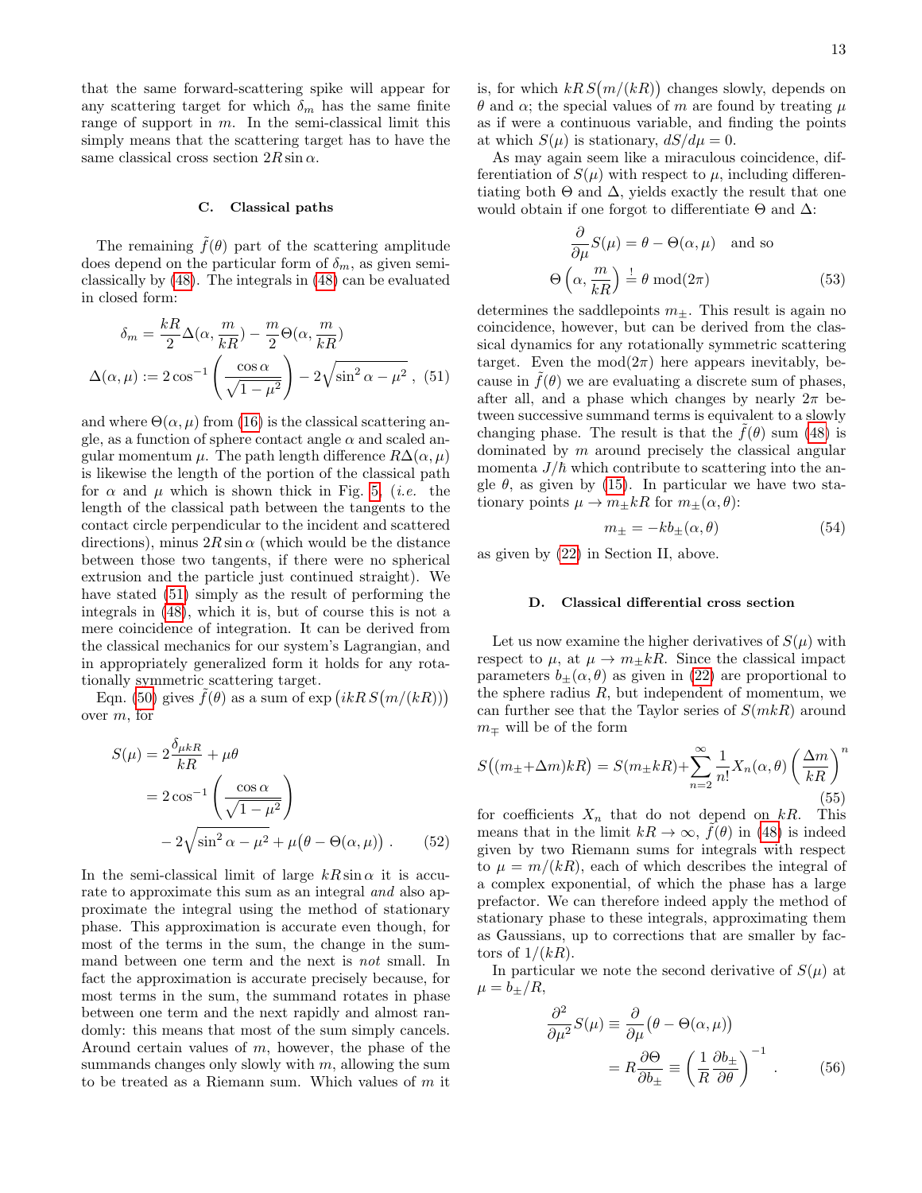that the same forward-scattering spike will appear for any scattering target for which $\delta_m$ has the same finite range of support in $m$. In the semi-classical limit this simply means that the scattering target has to have the same classical cross section $2R\sin\alpha$.

### C. Classical paths

The remaining $\tilde{f}(\theta)$ part of the scattering amplitude does depend on the particular form of $\delta_m$, as given semi-classically by (48). The integrals in (48) can be evaluated in closed form:

$$\delta_m = \frac{kR}{2}\Delta(\alpha, \frac{m}{kR}) - \frac{m}{2}\Theta(\alpha, \frac{m}{kR})$$
$$\Delta(\alpha,\mu) := 2\cos^{-1}\left(\frac{\cos\alpha}{\sqrt{1-\mu^2}}\right) - 2\sqrt{\sin^2\alpha - \mu^2}\ , \quad (51)$$

and where $\Theta(\alpha,\mu)$ from (16) is the classical scattering angle, as a function of sphere contact angle $\alpha$ and scaled angular momentum $\mu$. The path length difference $R\Delta(\alpha,\mu)$ is likewise the length of the portion of the classical path for $\alpha$ and $\mu$ which is shown thick in Fig. 5, (*i.e.* the length of the classical path between the tangents to the contact circle perpendicular to the incident and scattered directions), minus $2R\sin\alpha$ (which would be the distance between those two tangents, if there were no spherical extrusion and the particle just continued straight). We have stated (51) simply as the result of performing the integrals in (48), which it is, but of course this is not a mere coincidence of integration. It can be derived from the classical mechanics for our system's Lagrangian, and in appropriately generalized form it holds for any rotationally symmetric scattering target.

Eqn. (50) gives $\tilde{f}(\theta)$ as a sum of $\exp\big(ikR\,S\big(m/(kR)\big)\big)$ over $m$, for

$$\begin{aligned} S(\mu) &= 2\frac{\delta_{\mu kR}}{kR} + \mu\theta \\ &= 2\cos^{-1}\left(\frac{\cos\alpha}{\sqrt{1-\mu^2}}\right) \\ &\quad - 2\sqrt{\sin^2\alpha-\mu^2} + \mu\big(\theta - \Theta(\alpha,\mu)\big)\ . \end{aligned} \quad (52)$$

In the semi-classical limit of large $kR\sin\alpha$ it is accurate to approximate this sum as an integral *and* also approximate the integral using the method of stationary phase. This approximation is accurate even though, for most of the terms in the sum, the change in the summand between one term and the next is *not* small. In fact the approximation is accurate precisely because, for most terms in the sum, the summand rotates in phase between one term and the next rapidly and almost randomly: this means that most of the sum simply cancels. Around certain values of $m$, however, the phase of the summands changes only slowly with $m$, allowing the sum to be treated as a Riemann sum. Which values of $m$ it is, for which $kR\,S\big(m/(kR)\big)$ changes slowly, depends on $\theta$ and $\alpha$; the special values of $m$ are found by treating $\mu$ as if were a continuous variable, and finding the points at which $S(\mu)$ is stationary, $dS/d\mu = 0$.

As may again seem like a miraculous coincidence, differentiation of $S(\mu)$ with respect to $\mu$, including differentiating both $\Theta$ and $\Delta$, yields exactly the result that one would obtain if one forgot to differentiate $\Theta$ and $\Delta$:

$$\frac{\partial}{\partial\mu}S(\mu) = \theta - \Theta(\alpha,\mu) \quad \text{and so}$$
$$\Theta\left(\alpha, \frac{m}{kR}\right) \overset{!}{=} \theta \bmod(2\pi) \quad (53)$$

determines the saddlepoints $m_\pm$. This result is again no coincidence, however, but can be derived from the classical dynamics for any rotationally symmetric scattering target. Even the $\mathrm{mod}(2\pi)$ here appears inevitably, because in $\tilde{f}(\theta)$ we are evaluating a discrete sum of phases, after all, and a phase which changes by nearly $2\pi$ between successive summand terms is equivalent to a slowly changing phase. The result is that the $\tilde{f}(\theta)$ sum (48) is dominated by $m$ around precisely the classical angular momenta $J/\hbar$ which contribute to scattering into the angle $\theta$, as given by (15). In particular we have two stationary points $\mu \to m_\pm kR$ for $m_\pm(\alpha,\theta)$:

$$m_\pm = -kb_\pm(\alpha,\theta) \quad (54)$$

as given by (22) in Section II, above.

### D. Classical differential cross section

Let us now examine the higher derivatives of $S(\mu)$ with respect to $\mu$, at $\mu \to m_\pm kR$. Since the classical impact parameters $b_\pm(\alpha,\theta)$ as given in (22) are proportional to the sphere radius $R$, but independent of momentum, we can further see that the Taylor series of $S(mkR)$ around $m_\mp$ will be of the form

$$S\big((m_\pm{+}\Delta m)kR\big) = S(m_\pm kR) + \sum_{n=2}^{\infty}\frac{1}{n!}X_n(\alpha,\theta)\left(\frac{\Delta m}{kR}\right)^n \quad (55)$$

for coefficients $X_n$ that do not depend on $kR$. This means that in the limit $kR\to\infty$, $\tilde{f}(\theta)$ in (48) is indeed given by two Riemann sums for integrals with respect to $\mu = m/(kR)$, each of which describes the integral of a complex exponential, of which the phase has a large prefactor. We can therefore indeed apply the method of stationary phase to these integrals, approximating them as Gaussians, up to corrections that are smaller by factors of $1/(kR)$.

In particular we note the second derivative of $S(\mu)$ at $\mu = b_\pm/R$,

$$\begin{aligned} \frac{\partial^2}{\partial\mu^2}S(\mu) &\equiv \frac{\partial}{\partial\mu}\big(\theta - \Theta(\alpha,\mu)\big) \\ &= R\frac{\partial\Theta}{\partial b_\pm} \equiv \left(\frac{1}{R}\frac{\partial b_\pm}{\partial\theta}\right)^{-1}\ . \end{aligned} \quad (56)$$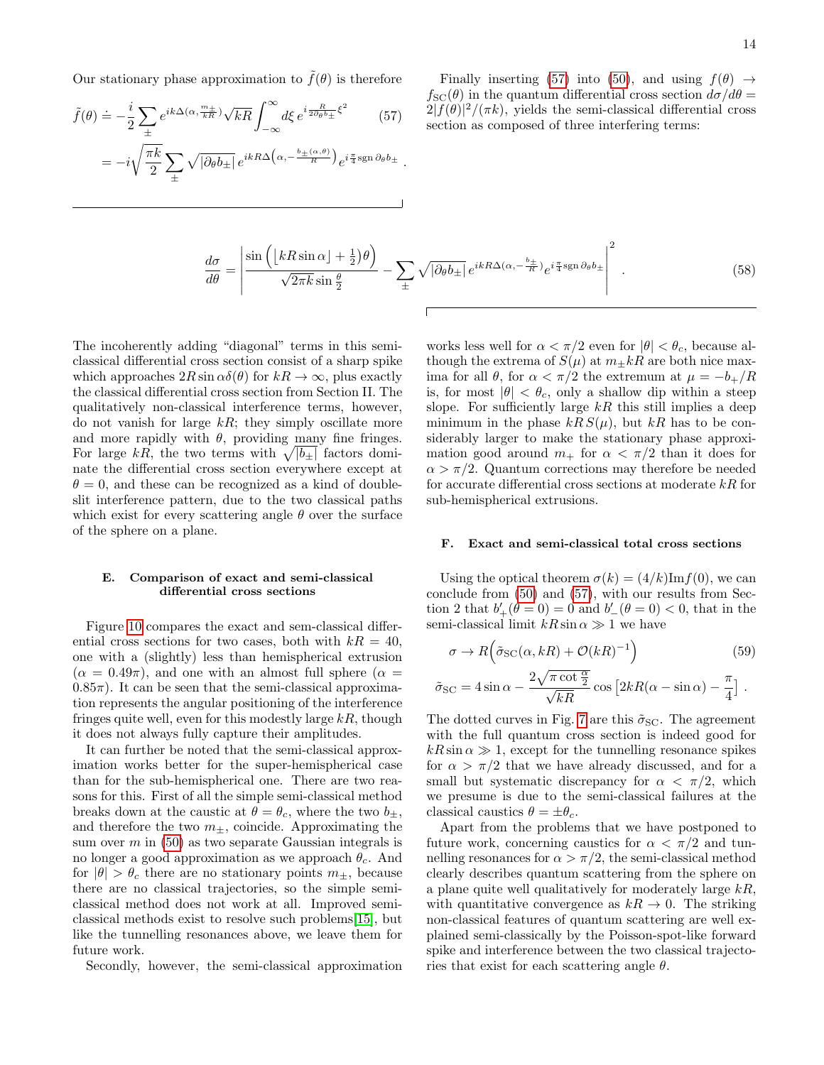Our stationary phase approximation to $\tilde{f}(\theta)$ is therefore

$$\tilde{f}(\theta) \doteq -\frac{i}{2}\sum_{\pm} e^{ik\Delta(\alpha,\frac{m_\pm}{kR})}\sqrt{kR}\int_{-\infty}^{\infty} d\xi\, e^{i\frac{R}{2\partial_\theta b_\pm}\xi^2} \tag{57}$$

$$= -i\sqrt{\frac{\pi k}{2}}\sum_{\pm}\sqrt{|\partial_\theta b_\pm|}\, e^{ikR\Delta\left(\alpha,-\frac{b_\pm(\alpha,\theta)}{R}\right)} e^{i\frac{\pi}{4}\mathrm{sgn}\,\partial_\theta b_\pm} .$$

Finally inserting (57) into (50), and using $f(\theta) \to f_{\rm SC}(\theta)$ in the quantum differential cross section $d\sigma/d\theta = 2|f(\theta)|^2/(\pi k)$, yields the semi-classical differential cross section as composed of three interfering terms:

$$\frac{d\sigma}{d\theta} = \left| \frac{\sin\left(\left(\lfloor kR\sin\alpha\rfloor + \frac{1}{2}\right)\theta\right)}{\sqrt{2\pi k}\sin\frac{\theta}{2}} - \sum_{\pm}\sqrt{|\partial_\theta b_\pm|}\, e^{ikR\Delta(\alpha,-\frac{b_\pm}{R})} e^{i\frac{\pi}{4}\mathrm{sgn}\,\partial_\theta b_\pm}\right|^2 . \tag{58}$$

The incoherently adding "diagonal" terms in this semi-classical differential cross section consist of a sharp spike which approaches $2R\sin\alpha\delta(\theta)$ for $kR\to\infty$, plus exactly the classical differential cross section from Section II. The qualitatively non-classical interference terms, however, do not vanish for large $kR$; they simply oscillate more and more rapidly with $\theta$, providing many fine fringes. For large $kR$, the two terms with $\sqrt{|b_\pm|}$ factors dominate the differential cross section everywhere except at $\theta = 0$, and these can be recognized as a kind of double-slit interference pattern, due to the two classical paths which exist for every scattering angle $\theta$ over the surface of the sphere on a plane.

### E. Comparison of exact and semi-classical differential cross sections

Figure 10 compares the exact and sem-classical differential cross sections for two cases, both with $kR = 40$, one with a (slightly) less than hemispherical extrusion ($\alpha = 0.49\pi$), and one with an almost full sphere ($\alpha = 0.85\pi$). It can be seen that the semi-classical approximation represents the angular positioning of the interference fringes quite well, even for this modestly large $kR$, though it does not always fully capture their amplitudes.

It can further be noted that the semi-classical approximation works better for the super-hemispherical case than for the sub-hemispherical one. There are two reasons for this. First of all the simple semi-classical method breaks down at the caustic at $\theta = \theta_c$, where the two $b_\pm$, and therefore the two $m_\pm$, coincide. Approximating the sum over $m$ in (50) as two separate Gaussian integrals is no longer a good approximation as we approach $\theta_c$. And for $|\theta| > \theta_c$ there are no stationary points $m_\pm$, because there are no classical trajectories, so the simple semi-classical method does not work at all. Improved semi-classical methods exist to resolve such problems[15], but like the tunnelling resonances above, we leave them for future work.

Secondly, however, the semi-classical approximation works less well for $\alpha < \pi/2$ even for $|\theta| < \theta_c$, because although the extrema of $S(\mu)$ at $m_\pm kR$ are both nice maxima for all $\theta$, for $\alpha < \pi/2$ the extremum at $\mu = -b_+/R$ is, for most $|\theta| < \theta_c$, only a shallow dip within a steep slope. For sufficiently large $kR$ this still implies a deep minimum in the phase $kR\,S(\mu)$, but $kR$ has to be considerably larger to make the stationary phase approximation good around $m_+$ for $\alpha < \pi/2$ than it does for $\alpha > \pi/2$. Quantum corrections may therefore be needed for accurate differential cross sections at moderate $kR$ for sub-hemispherical extrusions.

### F. Exact and semi-classical total cross sections

Using the optical theorem $\sigma(k) = (4/k)\mathrm{Im}f(0)$, we can conclude from (50) and (57), with our results from Section 2 that $b'_+(\theta = 0) = 0$ and $b'_-(\theta = 0) < 0$, that in the semi-classical limit $kR\sin\alpha \gg 1$ we have

$$\sigma \to R\Big(\tilde{\sigma}_{\rm SC}(\alpha, kR) + \mathcal{O}(kR)^{-1}\Big) \tag{59}$$

$$\tilde{\sigma}_{\rm SC} = 4\sin\alpha - \frac{2\sqrt{\pi\cot\frac{\alpha}{2}}}{\sqrt{kR}}\cos\left[2kR(\alpha - \sin\alpha) - \frac{\pi}{4}\right] .$$

The dotted curves in Fig. 7 are this $\tilde{\sigma}_{\rm SC}$. The agreement with the full quantum cross section is indeed good for $kR\sin\alpha \gg 1$, except for the tunnelling resonance spikes for $\alpha > \pi/2$ that we have already discussed, and for a small but systematic discrepancy for $\alpha < \pi/2$, which we presume is due to the semi-classical failures at the classical caustics $\theta = \pm\theta_c$.

Apart from the problems that we have postponed to future work, concerning caustics for $\alpha < \pi/2$ and tunnelling resonances for $\alpha > \pi/2$, the semi-classical method clearly describes quantum scattering from the sphere on a plane quite well qualitatively for moderately large $kR$, with quantitative convergence as $kR \to 0$. The striking non-classical features of quantum scattering are well explained semi-classically by the Poisson-spot-like forward spike and interference between the two classical trajectories that exist for each scattering angle $\theta$.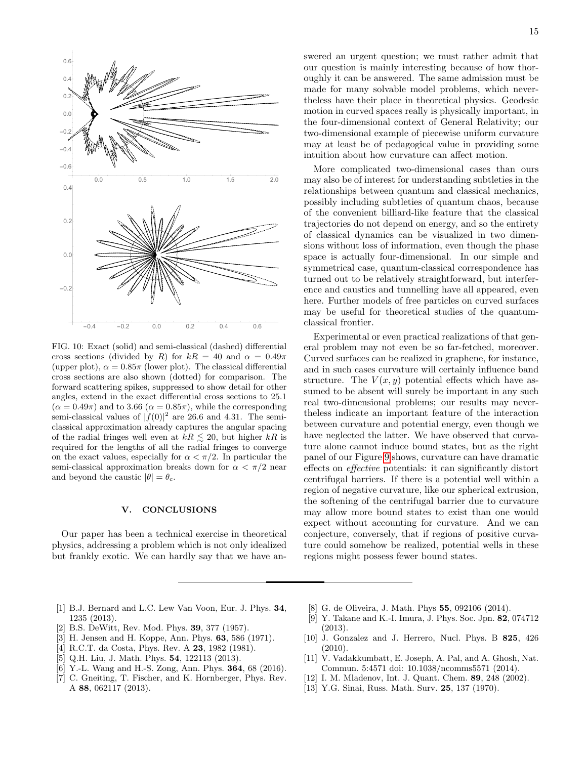FIG. 10: Exact (solid) and semi-classical (dashed) differential cross sections (divided by $R$) for $kR = 40$ and $\alpha = 0.49\pi$ (upper plot), $\alpha = 0.85\pi$ (lower plot). The classical differential cross sections are also shown (dotted) for comparison. The forward scattering spikes, suppressed to show detail for other angles, extend in the exact differential cross sections to 25.1 ($\alpha = 0.49\pi$) and to 3.66 ($\alpha = 0.85\pi$), while the corresponding semi-classical values of $|f(0)|^2$ are 26.6 and 4.31. The semi-classical approximation already captures the angular spacing of the radial fringes well even at $kR \lesssim 20$, but higher $kR$ is required for the lengths of all the radial fringes to converge on the exact values, especially for $\alpha < \pi/2$. In particular the semi-classical approximation breaks down for $\alpha < \pi/2$ near and beyond the caustic $|\theta| = \theta_c$.

## V. CONCLUSIONS

Our paper has been a technical exercise in theoretical physics, addressing a problem which is not only idealized but frankly exotic. We can hardly say that we have answered an urgent question; we must rather admit that our question is mainly interesting because of how thoroughly it can be answered. The same admission must be made for many solvable model problems, which nevertheless have their place in theoretical physics. Geodesic motion in curved spaces really is physically important, in the four-dimensional context of General Relativity; our two-dimensional example of piecewise uniform curvature may at least be of pedagogical value in providing some intuition about how curvature can affect motion.

More complicated two-dimensional cases than ours may also be of interest for understanding subtleties in the relationships between quantum and classical mechanics, possibly including subtleties of quantum chaos, because of the convenient billiard-like feature that the classical trajectories do not depend on energy, and so the entirety of classical dynamics can be visualized in two dimensions without loss of information, even though the phase space is actually four-dimensional. In our simple and symmetrical case, quantum-classical correspondence has turned out to be relatively straightforward, but interference and caustics and tunnelling have all appeared, even here. Further models of free particles on curved surfaces may be useful for theoretical studies of the quantum-classical frontier.

Experimental or even practical realizations of that general problem may not even be so far-fetched, moreover. Curved surfaces can be realized in graphene, for instance, and in such cases curvature will certainly influence band structure. The $V(x, y)$ potential effects which have assumed to be absent will surely be important in any such real two-dimensional problems; our results may nevertheless indicate an important feature of the interaction between curvature and potential energy, even though we have neglected the latter. We have observed that curvature alone cannot induce bound states, but as the right panel of our Figure 9 shows, curvature can have dramatic effects on *effective* potentials: it can significantly distort centrifugal barriers. If there is a potential well within a region of negative curvature, like our spherical extrusion, the softening of the centrifugal barrier due to curvature may allow more bound states to exist than one would expect without accounting for curvature. And we can conjecture, conversely, that if regions of positive curvature could somehow be realized, potential wells in these regions might possess fewer bound states.

---

[1] B.J. Bernard and L.C. Lew Van Voon, Eur. J. Phys. **34**, 1235 (2013).
[2] B.S. DeWitt, Rev. Mod. Phys. **39**, 377 (1957).
[3] H. Jensen and H. Koppe, Ann. Phys. **63**, 586 (1971).
[4] R.C.T. da Costa, Phys. Rev. A **23**, 1982 (1981).
[5] Q.H. Liu, J. Math. Phys. **54**, 122113 (2013).
[6] Y.-L. Wang and H.-S. Zong, Ann. Phys. **364**, 68 (2016).
[7] C. Gneiting, T. Fischer, and K. Hornberger, Phys. Rev. A **88**, 062117 (2013).
[8] G. de Oliveira, J. Math. Phys **55**, 092106 (2014).
[9] Y. Takane and K.-I. Imura, J. Phys. Soc. Jpn. **82**, 074712 (2013).
[10] J. Gonzalez and J. Herrero, Nucl. Phys. B **825**, 426 (2010).
[11] V. Vadakkumbatt, E. Joseph, A. Pal, and A. Ghosh, Nat. Commun. 5:4571 doi: 10.1038/ncomms5571 (2014).
[12] I. M. Mladenov, Int. J. Quant. Chem. **89**, 248 (2002).
[13] Y.G. Sinai, Russ. Math. Surv. **25**, 137 (1970).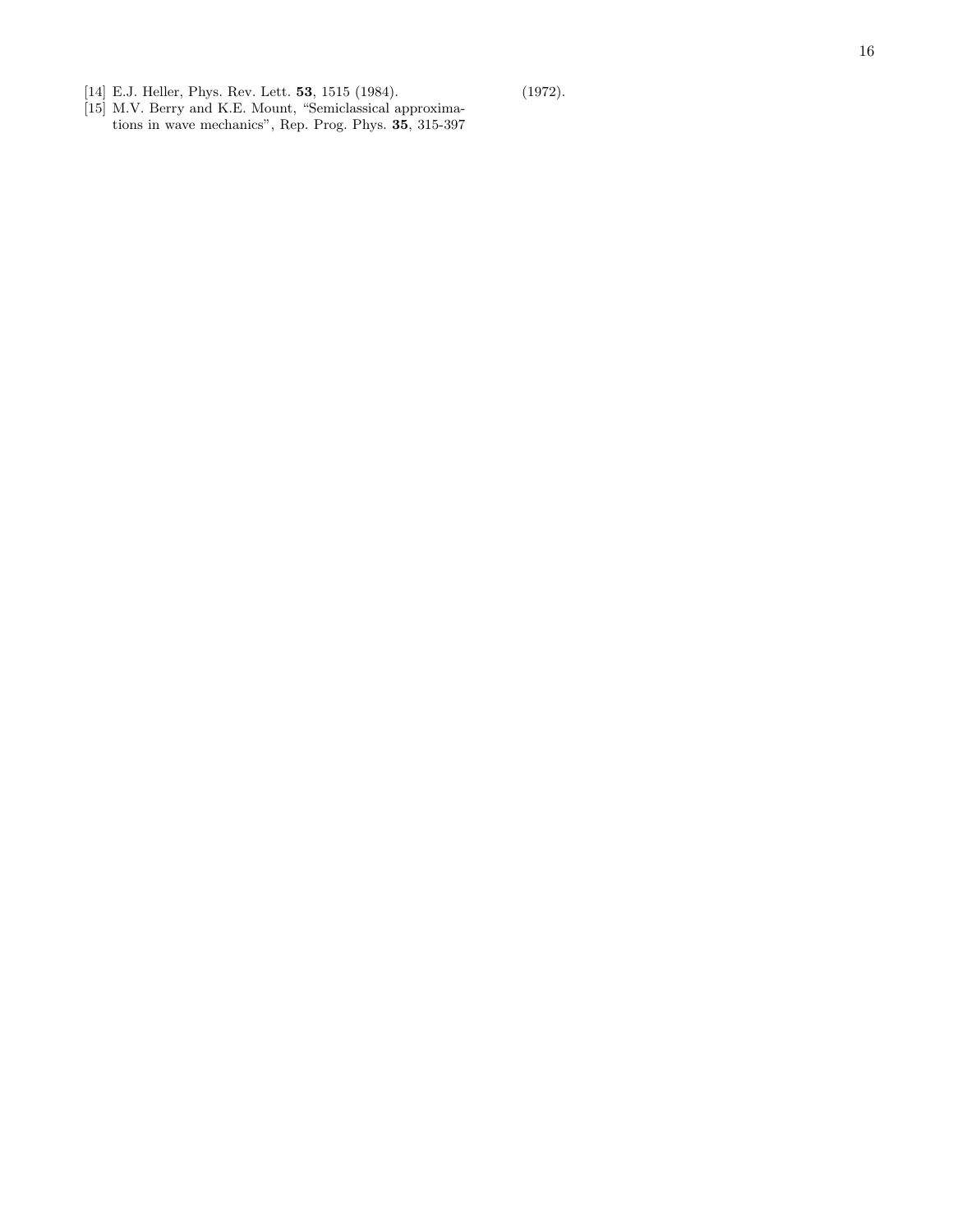[14] E.J. Heller, Phys. Rev. Lett. **53**, 1515 (1984).

[15] M.V. Berry and K.E. Mount, "Semiclassical approximations in wave mechanics", Rep. Prog. Phys. **35**, 315-397 (1972).